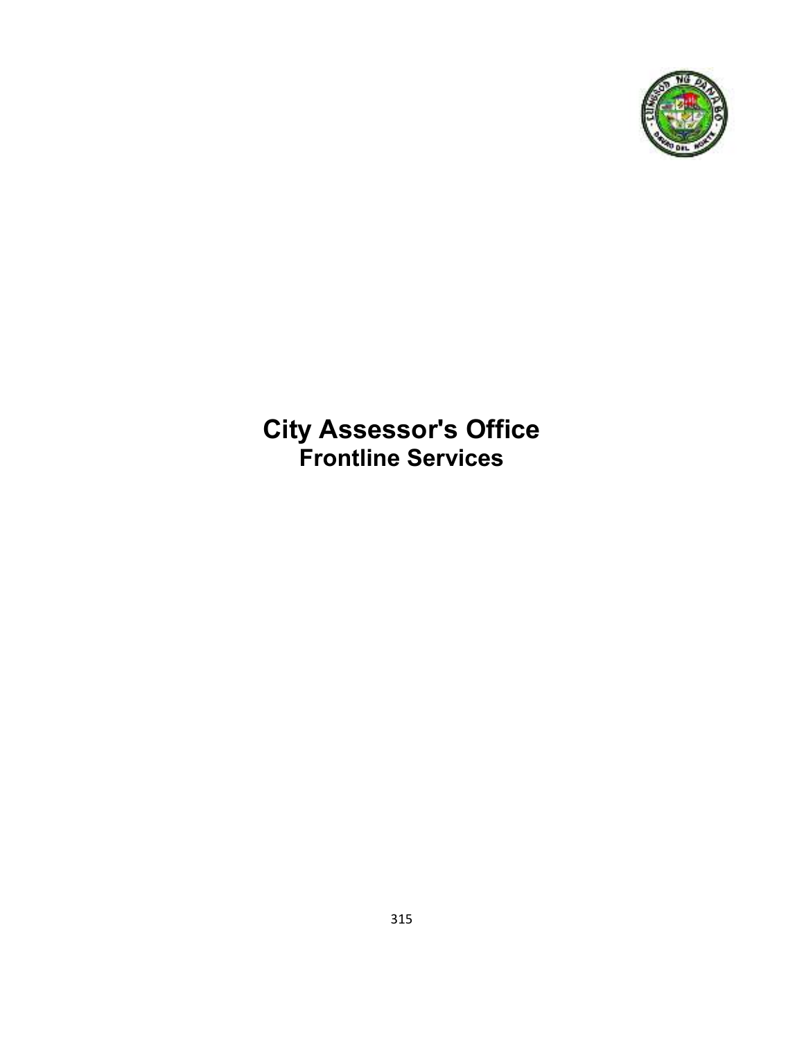# City Assessor's Office

## Frontline Services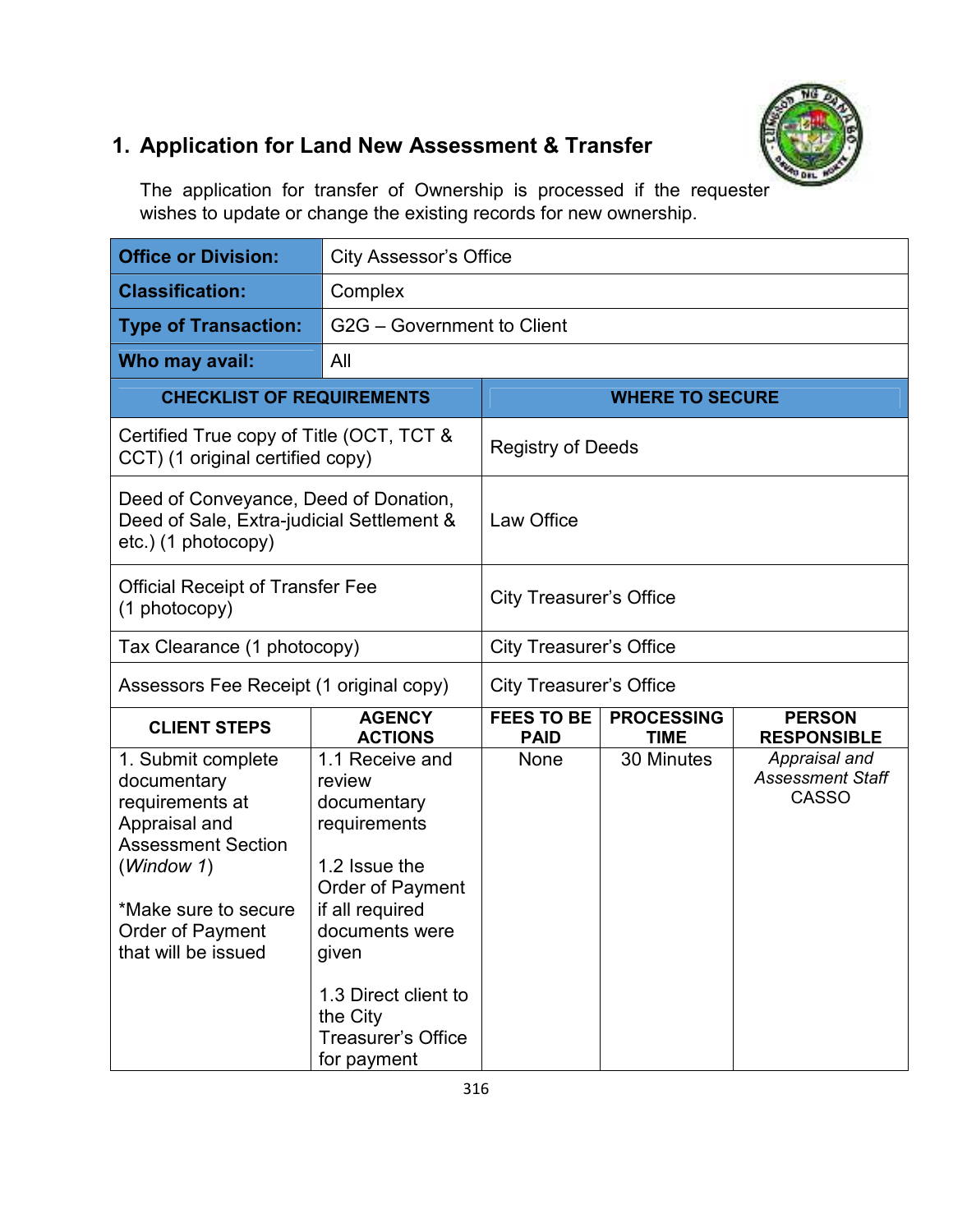## 1. Application for Land New Assessment & Transfer

The application for transfer of Ownership is processed if the requester wishes to update or change the existing records for new ownership.

| **Office or Division:** | City Assessor's Office |
|---|---|
| **Classification:** | Complex |
| **Type of Transaction:** | G2G – Government to Client |
| **Who may avail:** | All |

| CHECKLIST OF REQUIREMENTS | WHERE TO SECURE |
|---|---|
| Certified True copy of Title (OCT, TCT & CCT) (1 original certified copy) | Registry of Deeds |
| Deed of Conveyance, Deed of Donation, Deed of Sale, Extra-judicial Settlement & etc.) (1 photocopy) | Law Office |
| Official Receipt of Transfer Fee (1 photocopy) | City Treasurer's Office |
| Tax Clearance (1 photocopy) | City Treasurer's Office |
| Assessors Fee Receipt (1 original copy) | City Treasurer's Office |

| CLIENT STEPS | AGENCY ACTIONS | FEES TO BE PAID | PROCESSING TIME | PERSON RESPONSIBLE |
|---|---|---|---|---|
| 1. Submit complete documentary requirements at Appraisal and Assessment Section (*Window 1*)<br><br>*Make sure to secure Order of Payment that will be issued | 1.1 Receive and review documentary requirements<br><br>1.2 Issue the Order of Payment if all required documents were given<br><br>1.3 Direct client to the City Treasurer's Office for payment | None | 30 Minutes | *Appraisal and Assessment Staff*<br>CASSO |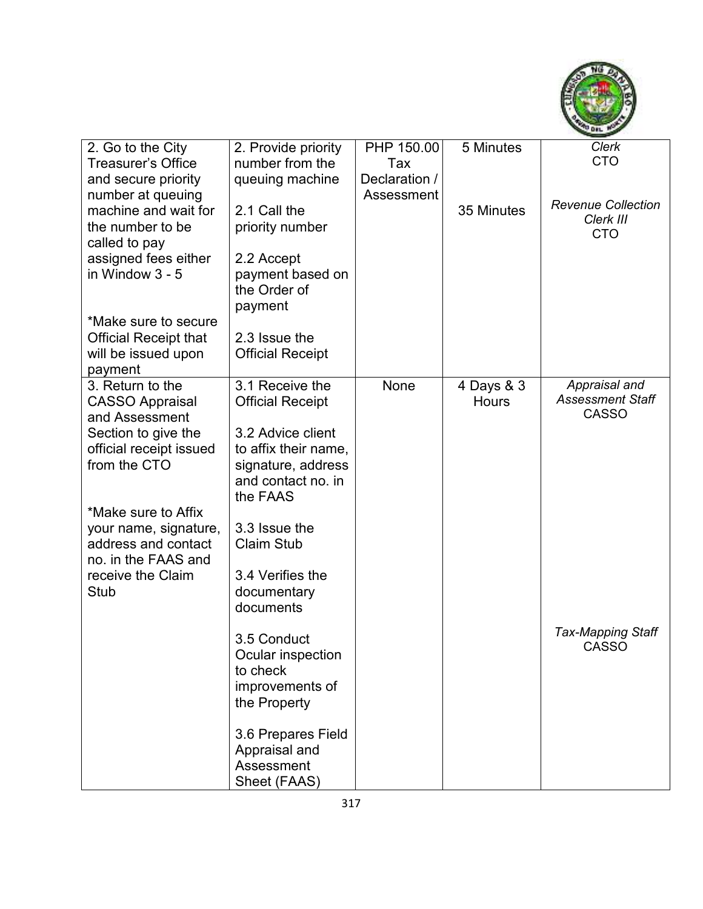| | | | | |
|---|---|---|---|---|
| 2. Go to the City Treasurer's Office and secure priority number at queuing machine and wait for the number to be called to pay assigned fees either in Window 3 - 5<br><br>*Make sure to secure Official Receipt that will be issued upon payment | 2. Provide priority number from the queuing machine<br><br>2.1 Call the priority number<br><br>2.2 Accept payment based on the Order of payment<br><br>2.3 Issue the Official Receipt | PHP 150.00 Tax Declaration / Assessment | 5 Minutes<br><br>35 Minutes | *Clerk*<br>CTO<br><br>*Revenue Collection Clerk III*<br>CTO |
| 3. Return to the CASSO Appraisal and Assessment Section to give the official receipt issued from the CTO<br><br>*Make sure to Affix your name, signature, address and contact no. in the FAAS and receive the Claim Stub | 3.1 Receive the Official Receipt<br><br>3.2 Advice client to affix their name, signature, address and contact no. in the FAAS<br><br>3.3 Issue the Claim Stub<br><br>3.4 Verifies the documentary documents<br><br>3.5 Conduct Ocular inspection to check improvements of the Property<br><br>3.6 Prepares Field Appraisal and Assessment Sheet (FAAS) | None | 4 Days & 3 Hours | *Appraisal and Assessment Staff*<br>CASSO<br><br>*Tax-Mapping Staff*<br>CASSO |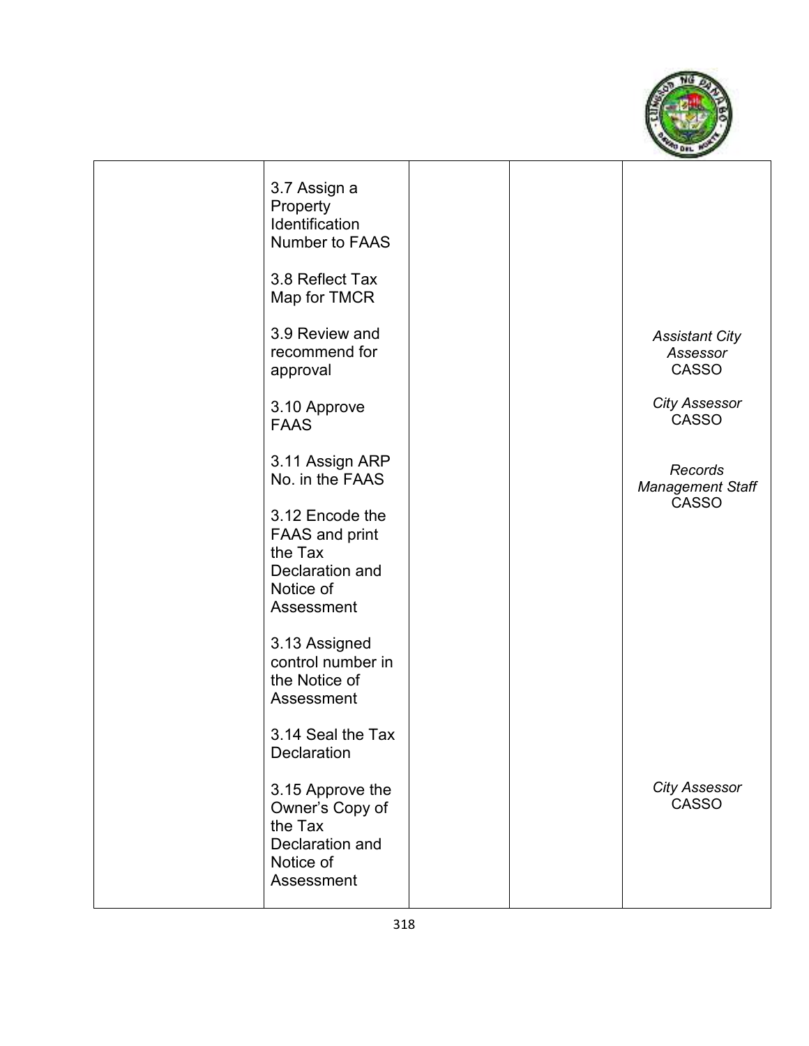| | | | | |
|---|---|---|---|---|
| | 3.7 Assign a Property Identification Number to FAAS<br><br>3.8 Reflect Tax Map for TMCR<br><br>3.9 Review and recommend for approval<br><br>3.10 Approve FAAS<br><br>3.11 Assign ARP No. in the FAAS<br><br>3.12 Encode the FAAS and print the Tax Declaration and Notice of Assessment<br><br>3.13 Assigned control number in the Notice of Assessment<br><br>3.14 Seal the Tax Declaration<br><br>3.15 Approve the Owner's Copy of the Tax Declaration and Notice of Assessment | | | *Assistant City Assessor* CASSO<br><br>*City Assessor* CASSO<br><br>*Records Management Staff* CASSO<br><br>*City Assessor* CASSO |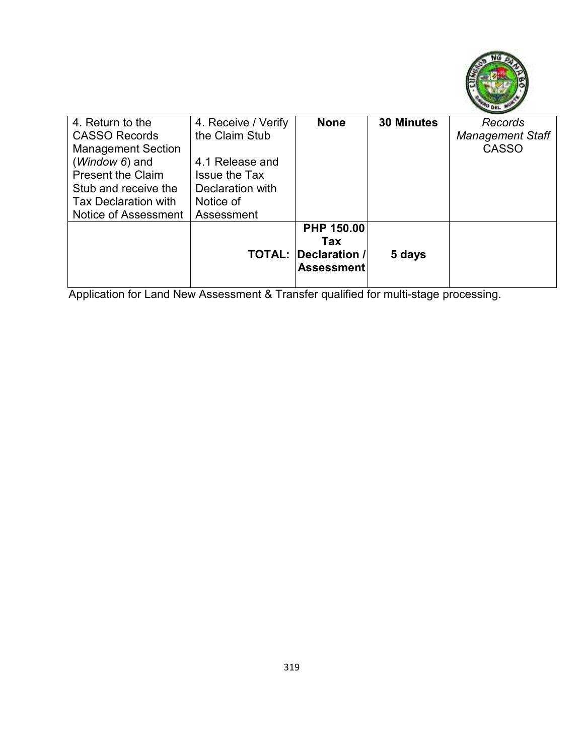| 4. Return to the CASSO Records Management Section (*Window 6*) and Present the Claim Stub and receive the Tax Declaration with Notice of Assessment | 4. Receive / Verify the Claim Stub<br><br>4.1 Release and Issue the Tax Declaration with Notice of Assessment | **None** | **30 Minutes** | *Records Management Staff* CASSO |
|---|---|---|---|---|
| | **TOTAL:** | **PHP 150.00 Tax Declaration / Assessment** | **5 days** | |

Application for Land New Assessment & Transfer qualified for multi-stage processing.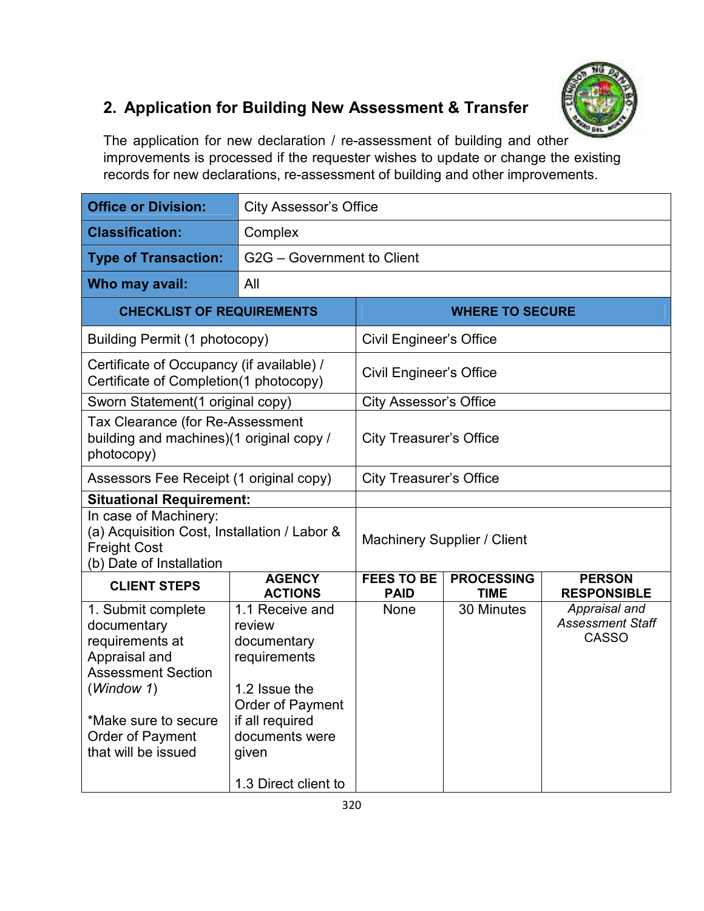## 2. Application for Building New Assessment & Transfer

The application for new declaration / re-assessment of building and other improvements is processed if the requester wishes to update or change the existing records for new declarations, re-assessment of building and other improvements.

| **Office or Division:** | City Assessor's Office |
|---|---|
| **Classification:** | Complex |
| **Type of Transaction:** | G2G – Government to Client |
| **Who may avail:** | All |

| CHECKLIST OF REQUIREMENTS | WHERE TO SECURE |
|---|---|
| Building Permit (1 photocopy) | Civil Engineer's Office |
| Certificate of Occupancy (if available) / Certificate of Completion(1 photocopy) | Civil Engineer's Office |
| Sworn Statement(1 original copy) | City Assessor's Office |
| Tax Clearance (for Re-Assessment building and machines)(1 original copy / photocopy) | City Treasurer's Office |
| Assessors Fee Receipt (1 original copy) | City Treasurer's Office |
| **Situational Requirement:** | |
| In case of Machinery:<br>(a) Acquisition Cost, Installation / Labor & Freight Cost<br>(b) Date of Installation | Machinery Supplier / Client |

| CLIENT STEPS | AGENCY ACTIONS | FEES TO BE PAID | PROCESSING TIME | PERSON RESPONSIBLE |
|---|---|---|---|---|
| 1. Submit complete documentary requirements at Appraisal and Assessment Section (*Window 1*)<br><br>*Make sure to secure Order of Payment that will be issued | 1.1 Receive and review documentary requirements<br><br>1.2 Issue the Order of Payment if all required documents were given<br><br>1.3 Direct client to | None | 30 Minutes | *Appraisal and Assessment Staff*<br>CASSO |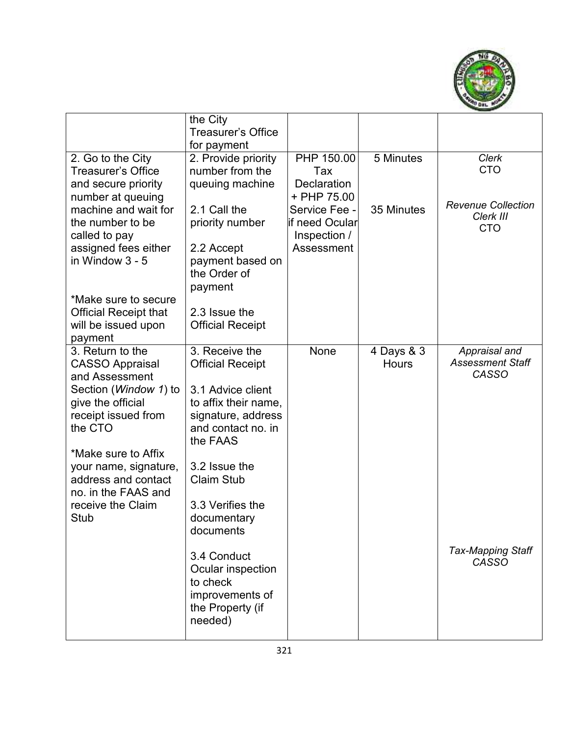| | | | | |
|---|---|---|---|---|
| | the City Treasurer's Office for payment | | | |
| 2. Go to the City Treasurer's Office and secure priority number at queuing machine and wait for the number to be called to pay assigned fees either in Window 3 - 5<br><br>*Make sure to secure Official Receipt that will be issued upon payment | 2. Provide priority number from the queuing machine<br><br>2.1 Call the priority number<br><br>2.2 Accept payment based on the Order of payment<br><br>2.3 Issue the Official Receipt | PHP 150.00 Tax Declaration + PHP 75.00 Service Fee - if need Ocular Inspection / Assessment | 5 Minutes<br><br>35 Minutes | *Clerk*<br>CTO<br><br>*Revenue Collection Clerk III*<br>CTO |
| 3. Return to the CASSO Appraisal and Assessment Section (*Window 1*) to give the official receipt issued from the CTO<br><br>*Make sure to Affix your name, signature, address and contact no. in the FAAS and receive the Claim Stub | 3. Receive the Official Receipt<br><br>3.1 Advice client to affix their name, signature, address and contact no. in the FAAS<br><br>3.2 Issue the Claim Stub<br><br>3.3 Verifies the documentary documents<br><br>3.4 Conduct Ocular inspection to check improvements of the Property (if needed) | None | 4 Days & 3 Hours | *Appraisal and Assessment Staff*<br>*CASSO*<br><br>*Tax-Mapping Staff*<br>*CASSO* |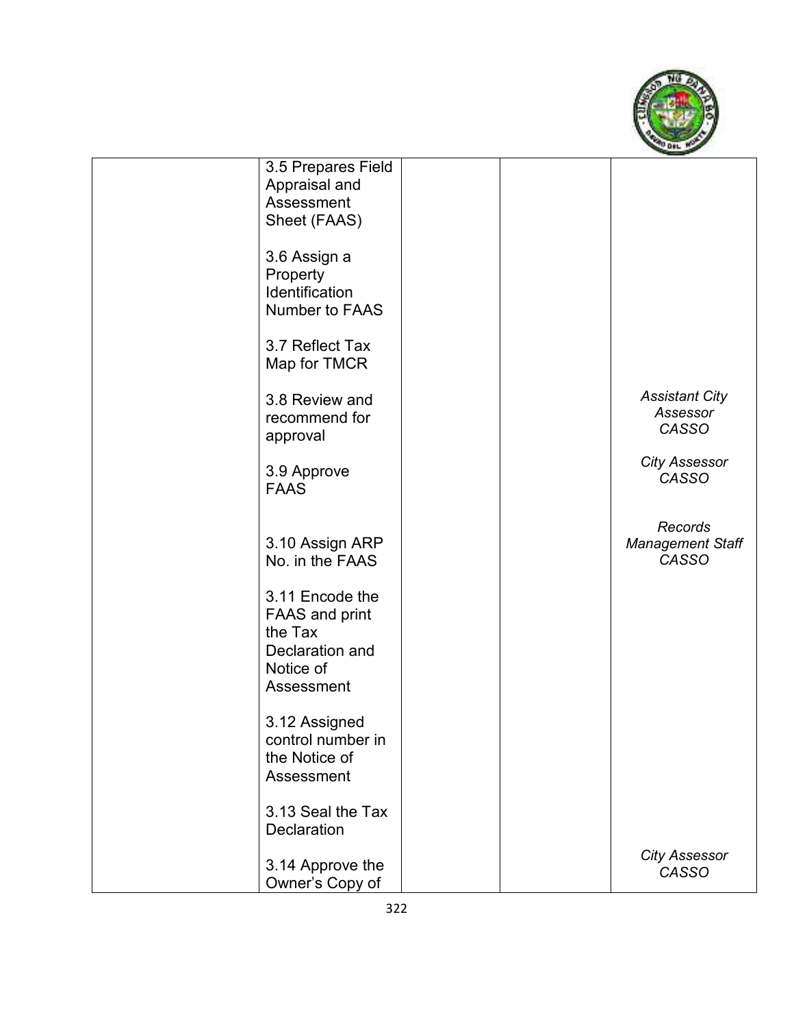| | | | | |
|---|---|---|---|---|
| | 3.5 Prepares Field Appraisal and Assessment Sheet (FAAS) | | | |
| | 3.6 Assign a Property Identification Number to FAAS | | | |
| | 3.7 Reflect Tax Map for TMCR | | | |
| | 3.8 Review and recommend for approval | | | *Assistant City Assessor CASSO* |
| | 3.9 Approve FAAS | | | *City Assessor CASSO* |
| | 3.10 Assign ARP No. in the FAAS | | | *Records Management Staff CASSO* |
| | 3.11 Encode the FAAS and print the Tax Declaration and Notice of Assessment | | | |
| | 3.12 Assigned control number in the Notice of Assessment | | | |
| | 3.13 Seal the Tax Declaration | | | |
| | 3.14 Approve the Owner's Copy of | | | *City Assessor CASSO* |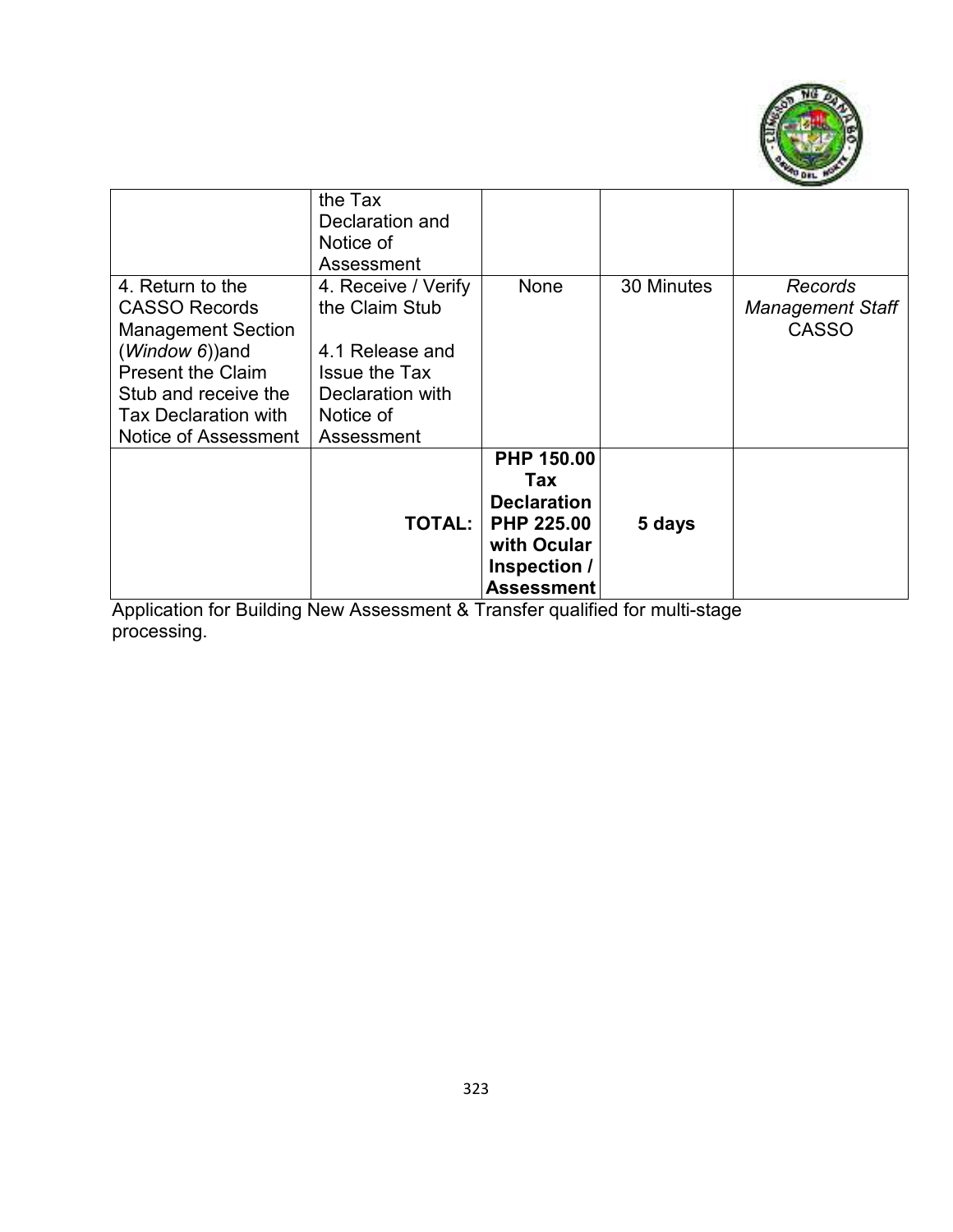| | | | | |
|---|---|---|---|---|
| | the Tax Declaration and Notice of Assessment | | | |
| 4. Return to the CASSO Records Management Section (*Window 6*))and Present the Claim Stub and receive the Tax Declaration with Notice of Assessment | 4. Receive / Verify the Claim Stub<br><br>4.1 Release and Issue the Tax Declaration with Notice of Assessment | None | 30 Minutes | *Records Management Staff* CASSO |
| | **TOTAL:** | **PHP 150.00 Tax Declaration PHP 225.00 with Ocular Inspection / Assessment** | **5 days** | |

Application for Building New Assessment & Transfer qualified for multi-stage processing.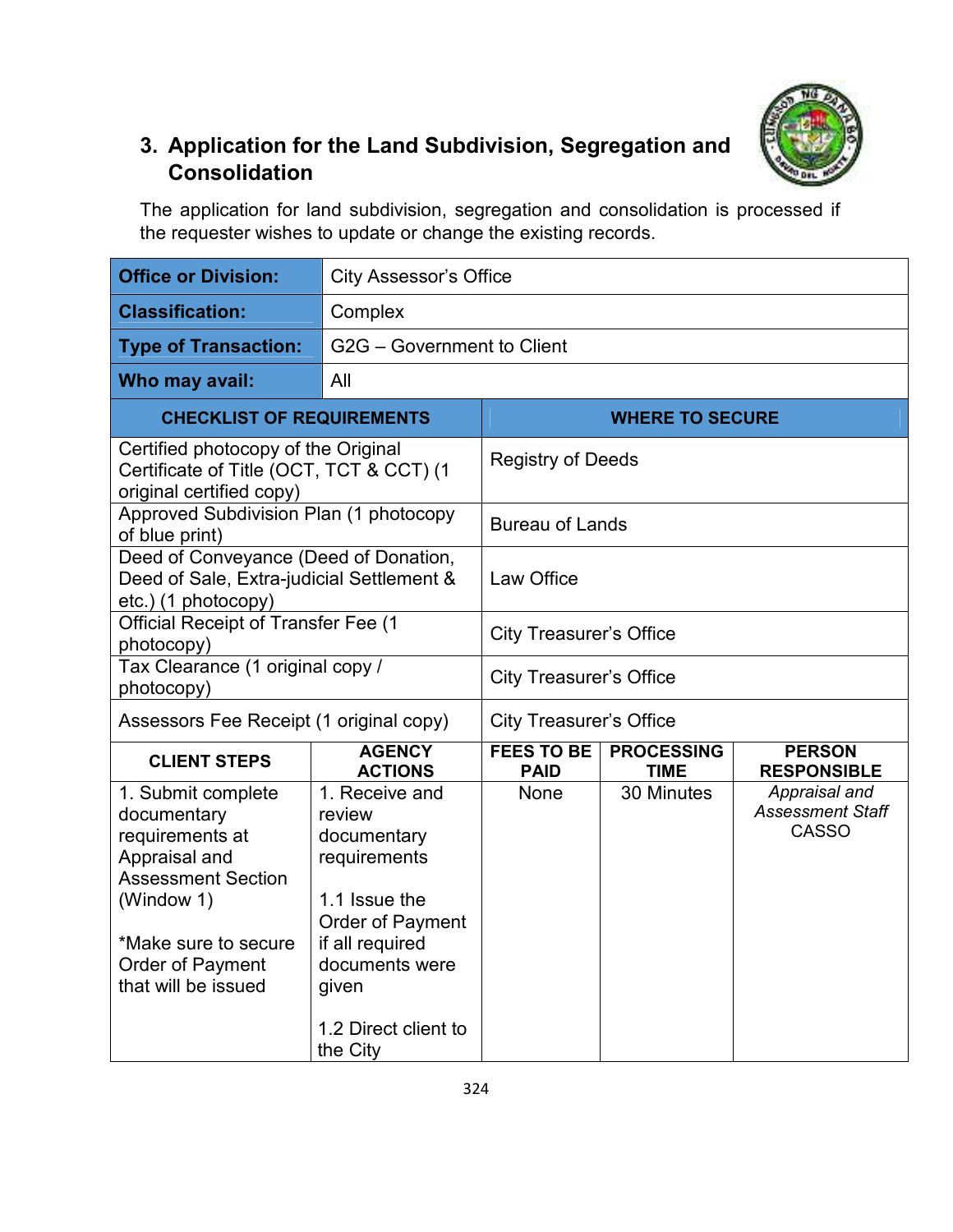## 3. Application for the Land Subdivision, Segregation and Consolidation

The application for land subdivision, segregation and consolidation is processed if the requester wishes to update or change the existing records.

| **Office or Division:** | City Assessor's Office |
|---|---|
| **Classification:** | Complex |
| **Type of Transaction:** | G2G – Government to Client |
| **Who may avail:** | All |

| **CHECKLIST OF REQUIREMENTS** | **WHERE TO SECURE** |
|---|---|
| Certified photocopy of the Original Certificate of Title (OCT, TCT & CCT) (1 original certified copy) | Registry of Deeds |
| Approved Subdivision Plan (1 photocopy of blue print) | Bureau of Lands |
| Deed of Conveyance (Deed of Donation, Deed of Sale, Extra-judicial Settlement & etc.) (1 photocopy) | Law Office |
| Official Receipt of Transfer Fee (1 photocopy) | City Treasurer's Office |
| Tax Clearance (1 original copy / photocopy) | City Treasurer's Office |
| Assessors Fee Receipt (1 original copy) | City Treasurer's Office |

| **CLIENT STEPS** | **AGENCY ACTIONS** | **FEES TO BE PAID** | **PROCESSING TIME** | **PERSON RESPONSIBLE** |
|---|---|---|---|---|
| 1. Submit complete documentary requirements at Appraisal and Assessment Section (Window 1)<br><br>*Make sure to secure Order of Payment that will be issued | 1. Receive and review documentary requirements<br><br>1.1 Issue the Order of Payment if all required documents were given<br><br>1.2 Direct client to the City | None | 30 Minutes | *Appraisal and Assessment Staff*<br>CASSO |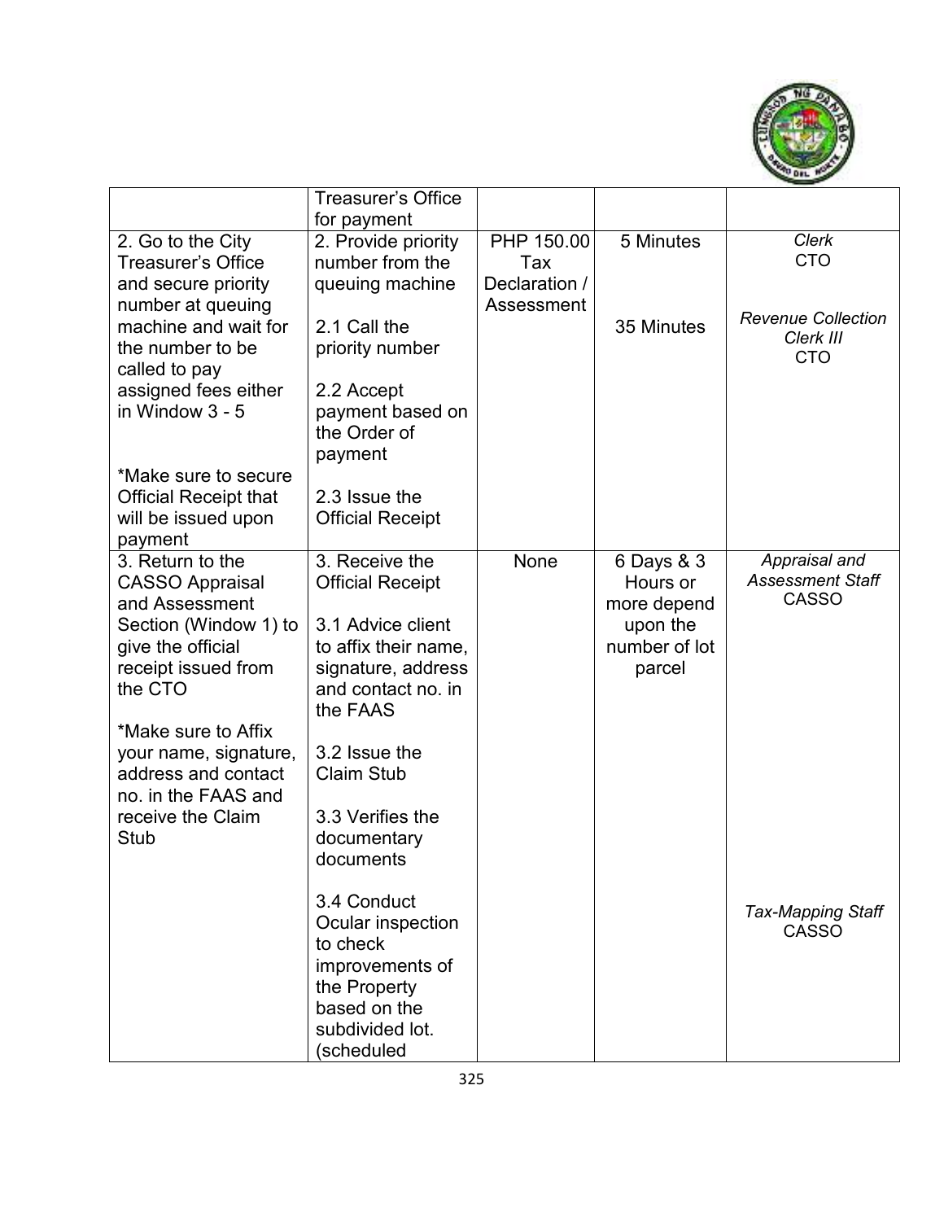| | | | | |
|---|---|---|---|---|
| | Treasurer's Office for payment | | | |
| 2. Go to the City Treasurer's Office and secure priority number at queuing machine and wait for the number to be called to pay assigned fees either in Window 3 - 5<br><br>*Make sure to secure Official Receipt that will be issued upon payment | 2. Provide priority number from the queuing machine<br><br>2.1 Call the priority number<br><br>2.2 Accept payment based on the Order of payment<br><br>2.3 Issue the Official Receipt | PHP 150.00 Tax Declaration / Assessment | 5 Minutes<br><br>35 Minutes | *Clerk* CTO<br><br>*Revenue Collection Clerk III* CTO |
| 3. Return to the CASSO Appraisal and Assessment Section (Window 1) to give the official receipt issued from the CTO<br><br>*Make sure to Affix your name, signature, address and contact no. in the FAAS and receive the Claim Stub | 3. Receive the Official Receipt<br><br>3.1 Advice client to affix their name, signature, address and contact no. in the FAAS<br><br>3.2 Issue the Claim Stub<br><br>3.3 Verifies the documentary documents<br><br>3.4 Conduct Ocular inspection to check improvements of the Property based on the subdivided lot. (scheduled | None | 6 Days & 3 Hours or more depend upon the number of lot parcel | *Appraisal and Assessment Staff* CASSO<br><br>*Tax-Mapping Staff* CASSO |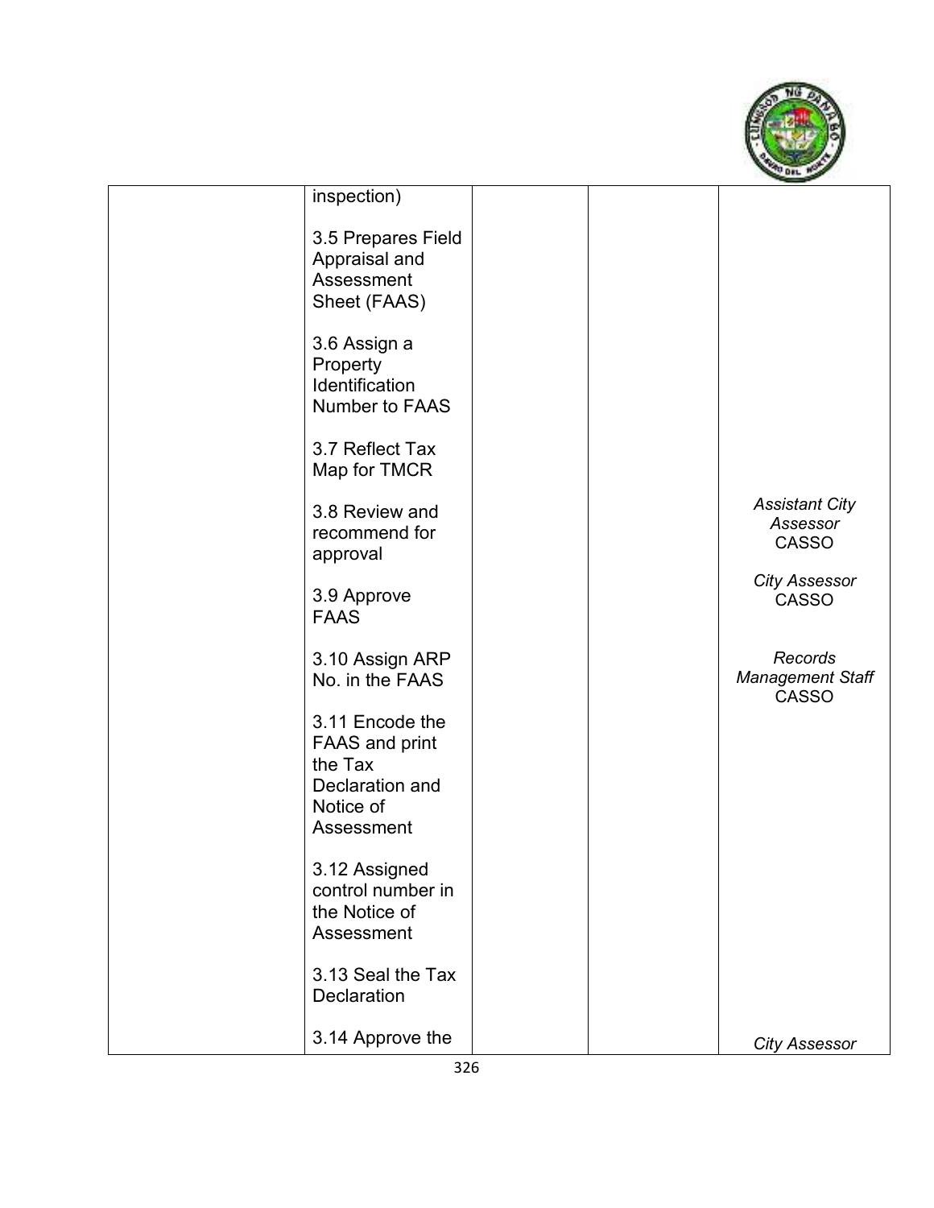| | | | | |
|---|---|---|---|---|
| | inspection)<br><br>3.5 Prepares Field Appraisal and Assessment Sheet (FAAS)<br><br>3.6 Assign a Property Identification Number to FAAS<br><br>3.7 Reflect Tax Map for TMCR<br><br>3.8 Review and recommend for approval<br><br>3.9 Approve FAAS<br><br>3.10 Assign ARP No. in the FAAS<br><br>3.11 Encode the FAAS and print the Tax Declaration and Notice of Assessment<br><br>3.12 Assigned control number in the Notice of Assessment<br><br>3.13 Seal the Tax Declaration<br><br>3.14 Approve the | | | *Assistant City Assessor* CASSO<br><br>*City Assessor* CASSO<br><br>*Records Management Staff* CASSO<br><br>*City Assessor* |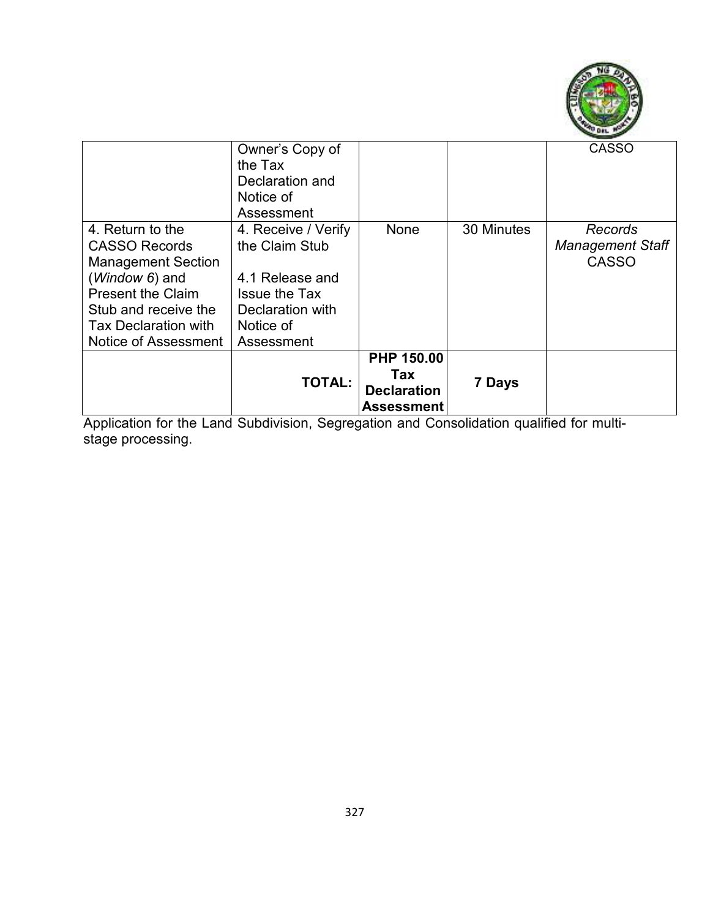| | | | | |
|---|---|---|---|---|
| | Owner's Copy of the Tax Declaration and Notice of Assessment | | | CASSO |
| 4. Return to the CASSO Records Management Section (*Window 6*) and Present the Claim Stub and receive the Tax Declaration with Notice of Assessment | 4. Receive / Verify the Claim Stub<br><br>4.1 Release and Issue the Tax Declaration with Notice of Assessment | None | 30 Minutes | *Records Management Staff* CASSO |
| | **TOTAL:** | **PHP 150.00 Tax Declaration Assessment** | **7 Days** | |

Application for the Land Subdivision, Segregation and Consolidation qualified for multi-stage processing.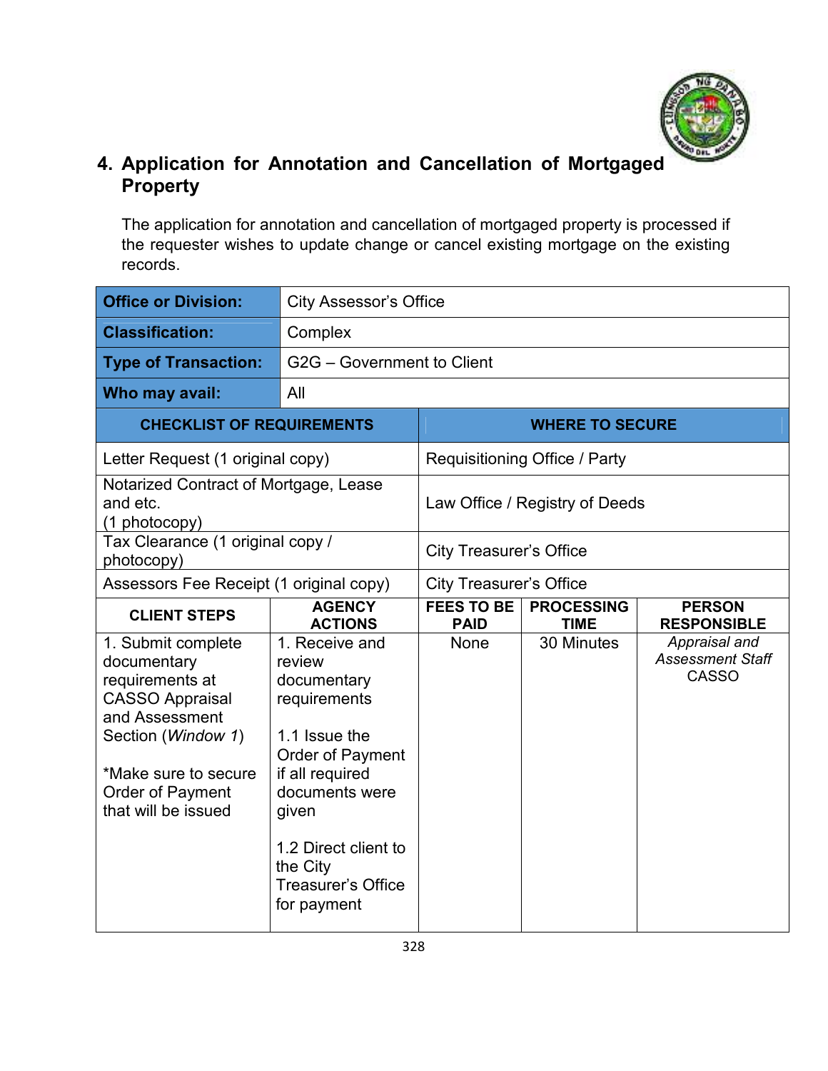## 4. Application for Annotation and Cancellation of Mortgaged Property

The application for annotation and cancellation of mortgaged property is processed if the requester wishes to update change or cancel existing mortgage on the existing records.

| | |
|---|---|
| **Office or Division:** | City Assessor's Office |
| **Classification:** | Complex |
| **Type of Transaction:** | G2G – Government to Client |
| **Who may avail:** | All |

| CHECKLIST OF REQUIREMENTS | WHERE TO SECURE |
|---|---|
| Letter Request (1 original copy) | Requisitioning Office / Party |
| Notarized Contract of Mortgage, Lease and etc. (1 photocopy) | Law Office / Registry of Deeds |
| Tax Clearance (1 original copy / photocopy) | City Treasurer's Office |
| Assessors Fee Receipt (1 original copy) | City Treasurer's Office |

| CLIENT STEPS | AGENCY ACTIONS | FEES TO BE PAID | PROCESSING TIME | PERSON RESPONSIBLE |
|---|---|---|---|---|
| 1. Submit complete documentary requirements at CASSO Appraisal and Assessment Section (*Window 1*)<br><br>*Make sure to secure Order of Payment that will be issued | 1. Receive and review documentary requirements<br><br>1.1 Issue the Order of Payment if all required documents were given<br><br>1.2 Direct client to the City Treasurer's Office for payment | None | 30 Minutes | *Appraisal and Assessment Staff*<br>CASSO |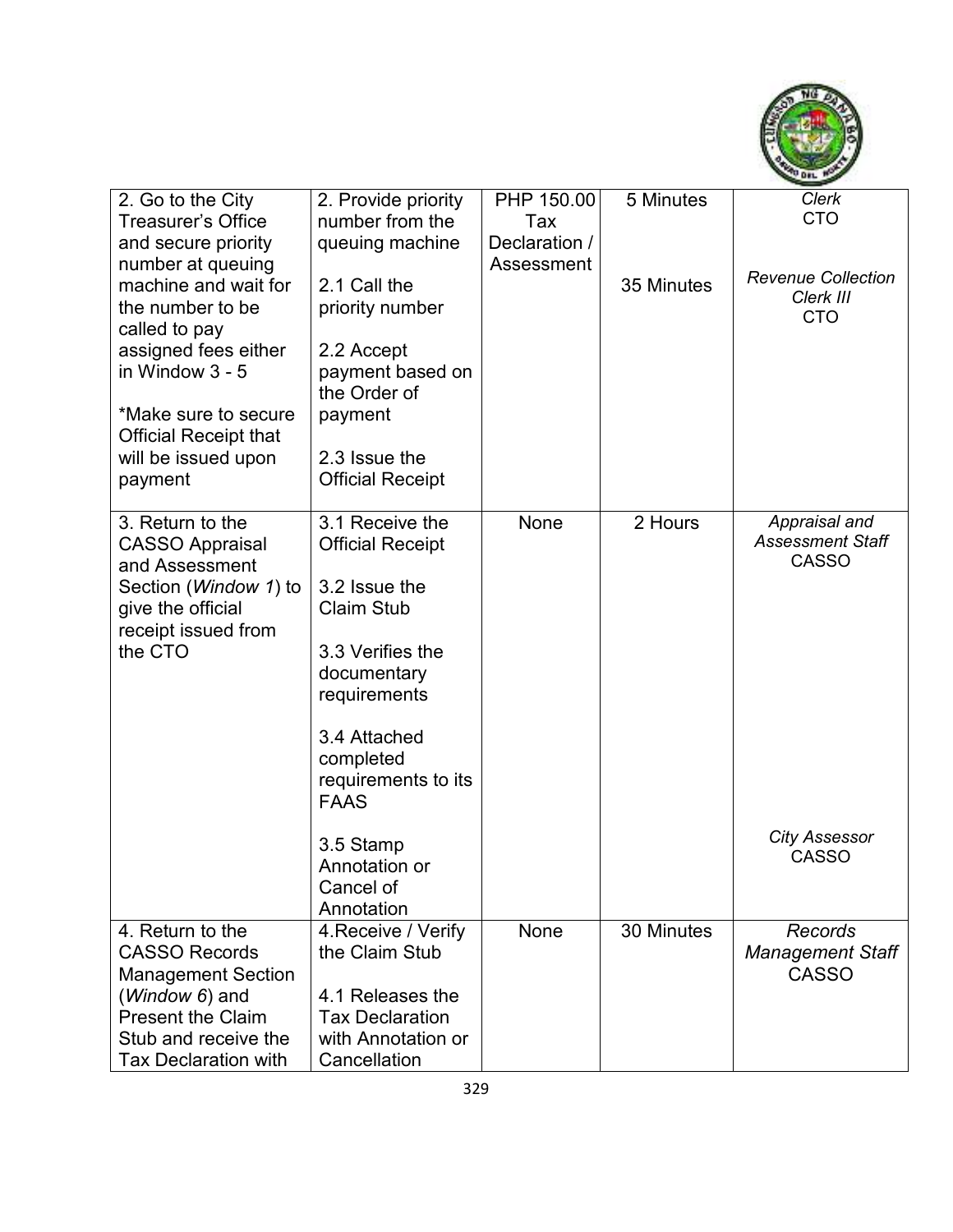| 2. Go to the City Treasurer's Office and secure priority number at queuing machine and wait for the number to be called to pay assigned fees either in Window 3 - 5<br><br>*Make sure to secure Official Receipt that will be issued upon payment | 2. Provide priority number from the queuing machine<br><br>2.1 Call the priority number<br><br>2.2 Accept payment based on the Order of payment<br><br>2.3 Issue the Official Receipt | PHP 150.00 Tax Declaration / Assessment | 5 Minutes<br><br>35 Minutes | *Clerk* CTO<br><br>*Revenue Collection Clerk III* CTO |
|---|---|---|---|---|
| 3. Return to the CASSO Appraisal and Assessment Section (*Window 1*) to give the official receipt issued from the CTO | 3.1 Receive the Official Receipt<br><br>3.2 Issue the Claim Stub<br><br>3.3 Verifies the documentary requirements<br><br>3.4 Attached completed requirements to its FAAS<br><br>3.5 Stamp Annotation or Cancel of Annotation | None | 2 Hours | *Appraisal and Assessment Staff* CASSO<br><br>*City Assessor* CASSO |
| 4. Return to the CASSO Records Management Section (*Window 6*) and Present the Claim Stub and receive the Tax Declaration with | 4.Receive / Verify the Claim Stub<br><br>4.1 Releases the Tax Declaration with Annotation or Cancellation | None | 30 Minutes | *Records Management Staff* CASSO |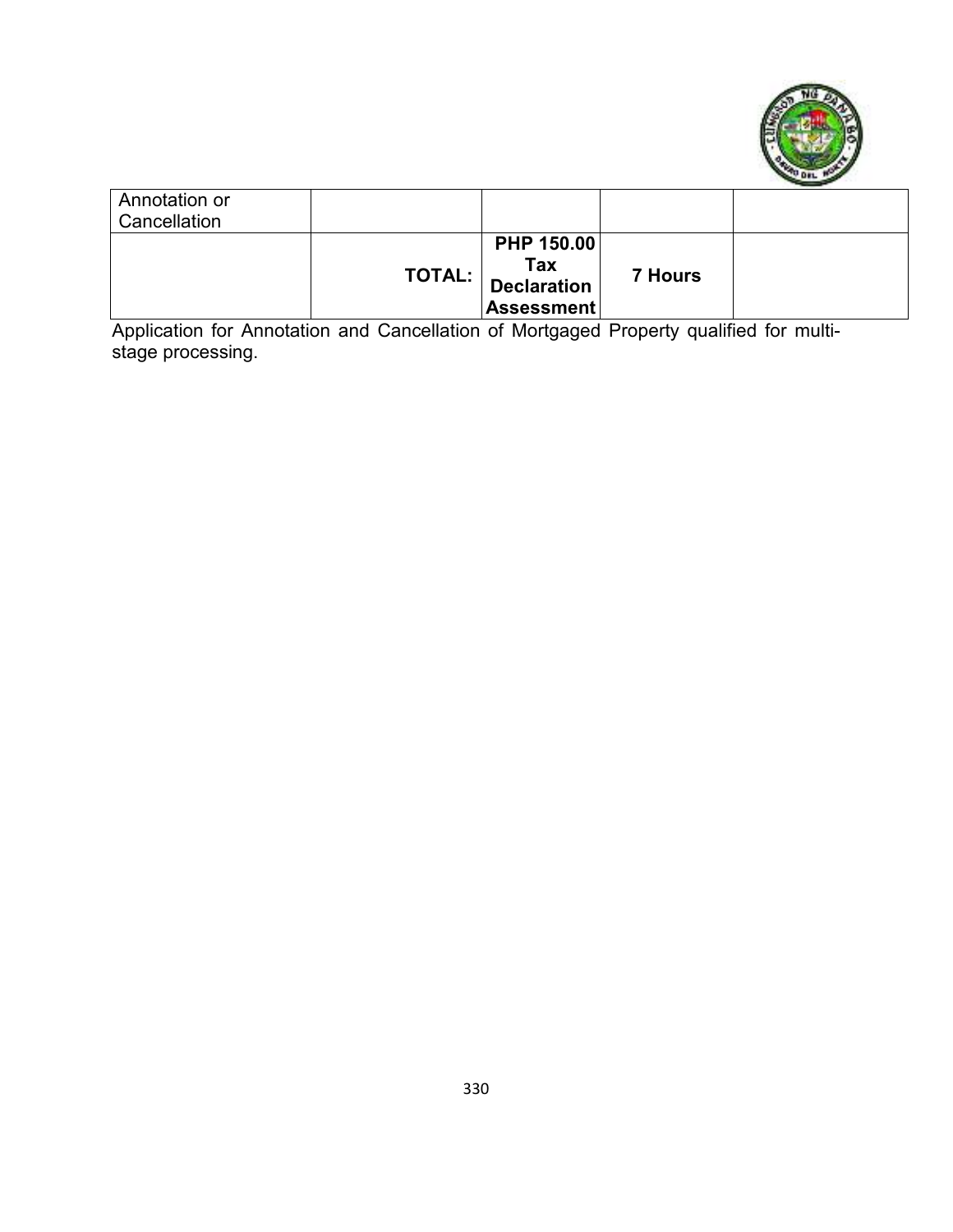| | | | | |
|---|---|---|---|---|
| Annotation or Cancellation | | | | |
| | **TOTAL:** | **PHP 150.00 Tax Declaration Assessment** | **7 Hours** | |

Application for Annotation and Cancellation of Mortgaged Property qualified for multi-stage processing.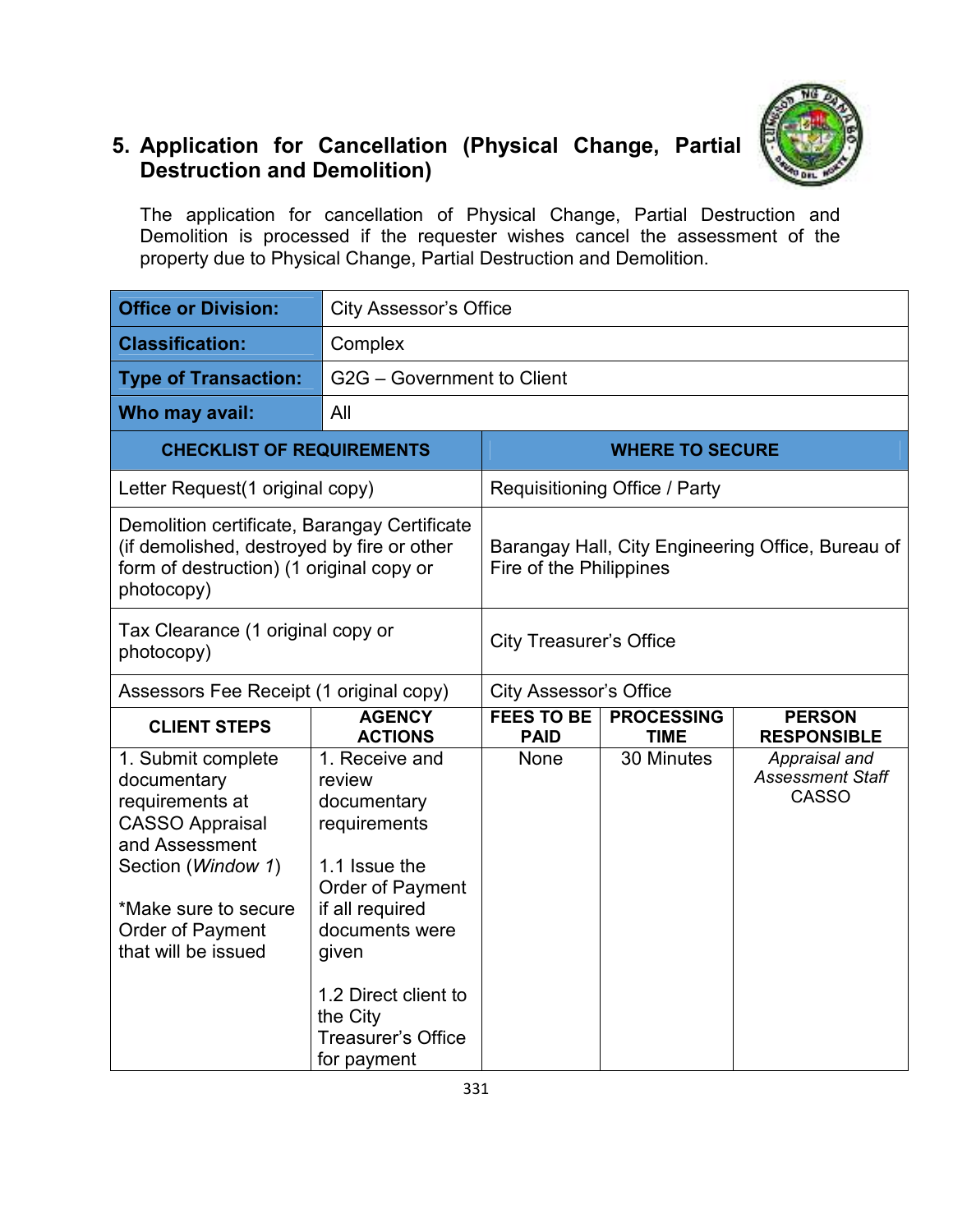## 5. Application for Cancellation (Physical Change, Partial Destruction and Demolition)

The application for cancellation of Physical Change, Partial Destruction and Demolition is processed if the requester wishes cancel the assessment of the property due to Physical Change, Partial Destruction and Demolition.

| **Office or Division:** | City Assessor's Office |
|---|---|
| **Classification:** | Complex |
| **Type of Transaction:** | G2G – Government to Client |
| **Who may avail:** | All |

| **CHECKLIST OF REQUIREMENTS** | **WHERE TO SECURE** |
|---|---|
| Letter Request(1 original copy) | Requisitioning Office / Party |
| Demolition certificate, Barangay Certificate (if demolished, destroyed by fire or other form of destruction) (1 original copy or photocopy) | Barangay Hall, City Engineering Office, Bureau of Fire of the Philippines |
| Tax Clearance (1 original copy or photocopy) | City Treasurer's Office |
| Assessors Fee Receipt (1 original copy) | City Assessor's Office |

| **CLIENT STEPS** | **AGENCY ACTIONS** | **FEES TO BE PAID** | **PROCESSING TIME** | **PERSON RESPONSIBLE** |
|---|---|---|---|---|
| 1. Submit complete documentary requirements at CASSO Appraisal and Assessment Section (*Window 1*)<br><br>*Make sure to secure Order of Payment that will be issued | 1. Receive and review documentary requirements<br><br>1.1 Issue the Order of Payment if all required documents were given<br><br>1.2 Direct client to the City Treasurer's Office for payment | None | 30 Minutes | *Appraisal and Assessment Staff* CASSO |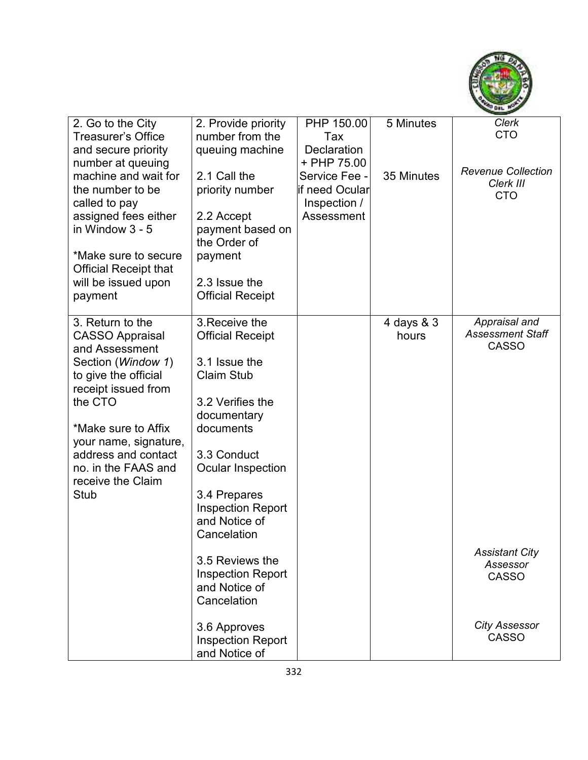| | | | | |
|---|---|---|---|---|
| 2. Go to the City Treasurer's Office and secure priority number at queuing machine and wait for the number to be called to pay assigned fees either in Window 3 - 5<br><br>*Make sure to secure Official Receipt that will be issued upon payment | 2. Provide priority number from the queuing machine<br><br>2.1 Call the priority number<br><br>2.2 Accept payment based on the Order of payment<br><br>2.3 Issue the Official Receipt | PHP 150.00 Tax Declaration + PHP 75.00 Service Fee - if need Ocular Inspection / Assessment | 5 Minutes<br><br>35 Minutes | *Clerk*<br>CTO<br><br>*Revenue Collection Clerk III*<br>CTO |
| 3. Return to the CASSO Appraisal and Assessment Section (*Window 1*) to give the official receipt issued from the CTO<br><br>*Make sure to Affix your name, signature, address and contact no. in the FAAS and receive the Claim Stub | 3.Receive the Official Receipt<br><br>3.1 Issue the Claim Stub<br><br>3.2 Verifies the documentary documents<br><br>3.3 Conduct Ocular Inspection<br><br>3.4 Prepares Inspection Report and Notice of Cancelation<br><br>3.5 Reviews the Inspection Report and Notice of Cancelation<br><br>3.6 Approves Inspection Report and Notice of | | 4 days & 3 hours | *Appraisal and Assessment Staff*<br>CASSO<br><br>*Assistant City Assessor*<br>CASSO<br><br>*City Assessor*<br>CASSO |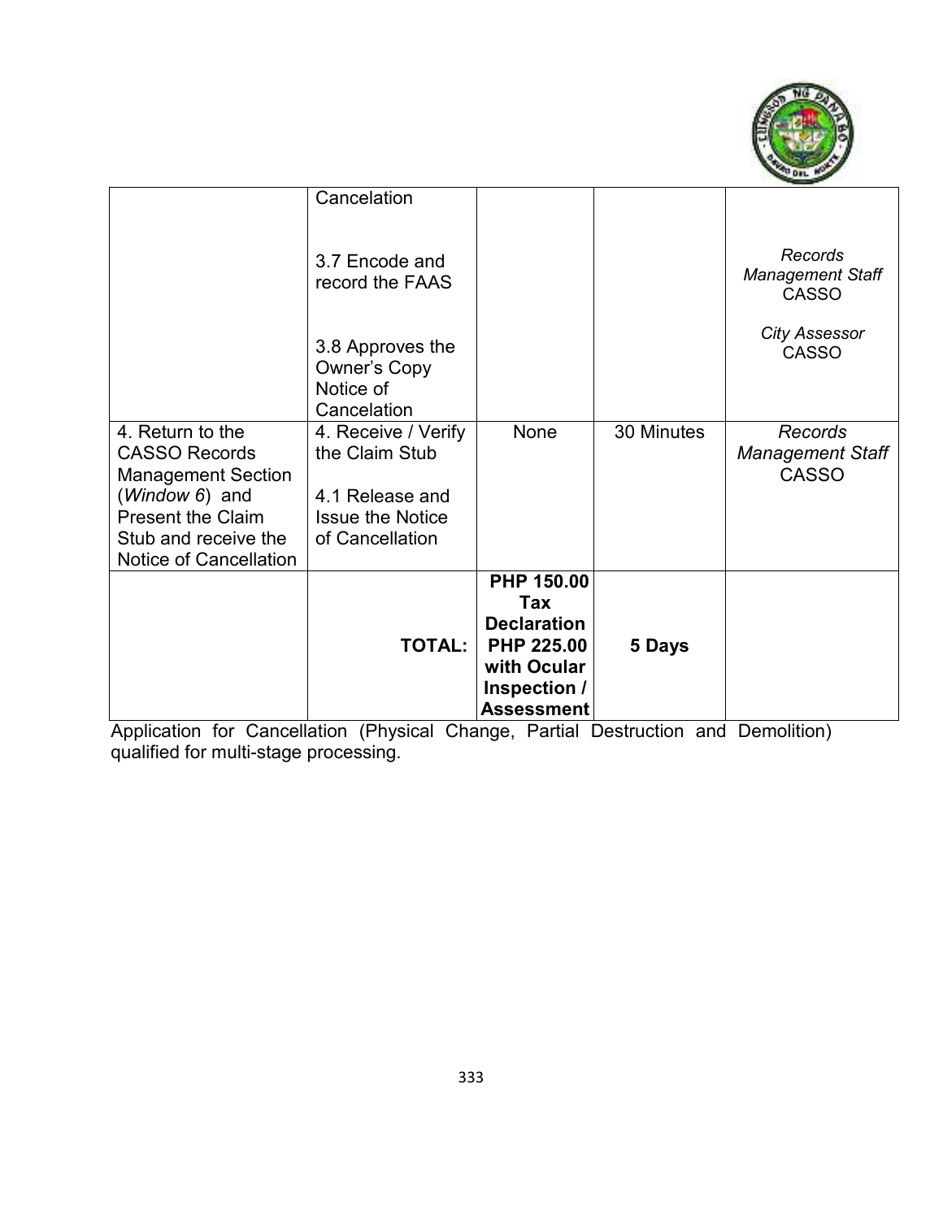| | | | | |
|---|---|---|---|---|
| | Cancelation<br><br>3.7 Encode and record the FAAS<br><br>3.8 Approves the Owner's Copy Notice of Cancelation | | | *Records Management Staff* CASSO<br><br>*City Assessor* CASSO |
| 4. Return to the CASSO Records Management Section (*Window 6*) and Present the Claim Stub and receive the Notice of Cancellation | 4. Receive / Verify the Claim Stub<br><br>4.1 Release and Issue the Notice of Cancellation | None | 30 Minutes | *Records Management Staff* CASSO |
| | **TOTAL:** | **PHP 150.00 Tax Declaration PHP 225.00 with Ocular Inspection / Assessment** | **5 Days** | |

Application for Cancellation (Physical Change, Partial Destruction and Demolition) qualified for multi-stage processing.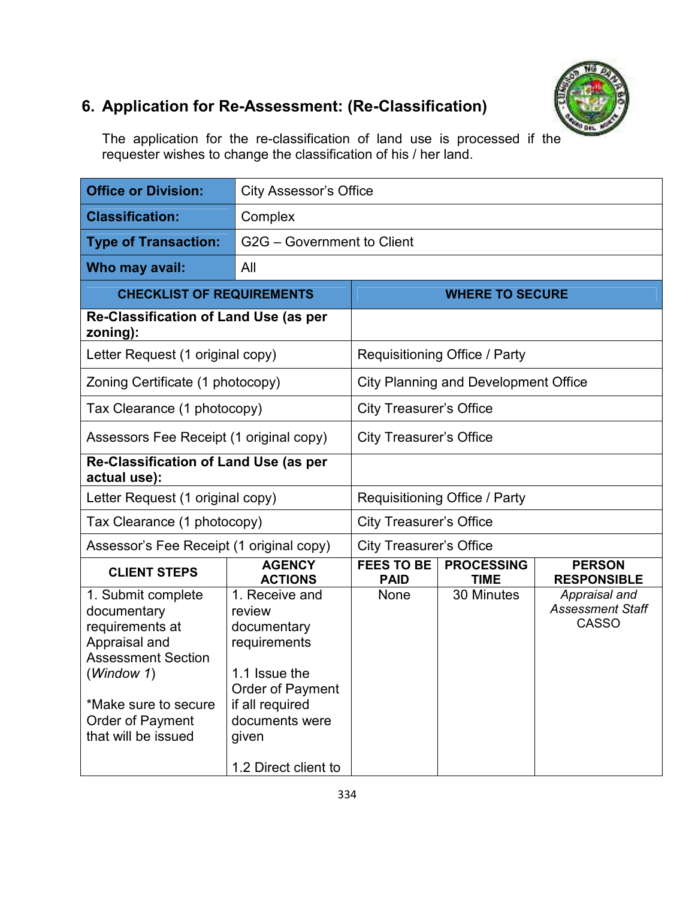## 6. Application for Re-Assessment: (Re-Classification)

The application for the re-classification of land use is processed if the requester wishes to change the classification of his / her land.

| **Office or Division:** | City Assessor's Office |
|---|---|
| **Classification:** | Complex |
| **Type of Transaction:** | G2G – Government to Client |
| **Who may avail:** | All |

| **CHECKLIST OF REQUIREMENTS** | **WHERE TO SECURE** |
|---|---|
| **Re-Classification of Land Use (as per zoning):** | |
| Letter Request (1 original copy) | Requisitioning Office / Party |
| Zoning Certificate (1 photocopy) | City Planning and Development Office |
| Tax Clearance (1 photocopy) | City Treasurer's Office |
| Assessors Fee Receipt (1 original copy) | City Treasurer's Office |
| **Re-Classification of Land Use (as per actual use):** | |
| Letter Request (1 original copy) | Requisitioning Office / Party |
| Tax Clearance (1 photocopy) | City Treasurer's Office |
| Assessor's Fee Receipt (1 original copy) | City Treasurer's Office |

| **CLIENT STEPS** | **AGENCY ACTIONS** | **FEES TO BE PAID** | **PROCESSING TIME** | **PERSON RESPONSIBLE** |
|---|---|---|---|---|
| 1. Submit complete documentary requirements at Appraisal and Assessment Section (*Window 1*)<br><br>*Make sure to secure Order of Payment that will be issued | 1. Receive and review documentary requirements<br><br>1.1 Issue the Order of Payment if all required documents were given<br><br>1.2 Direct client to | None | 30 Minutes | *Appraisal and Assessment Staff*<br>CASSO |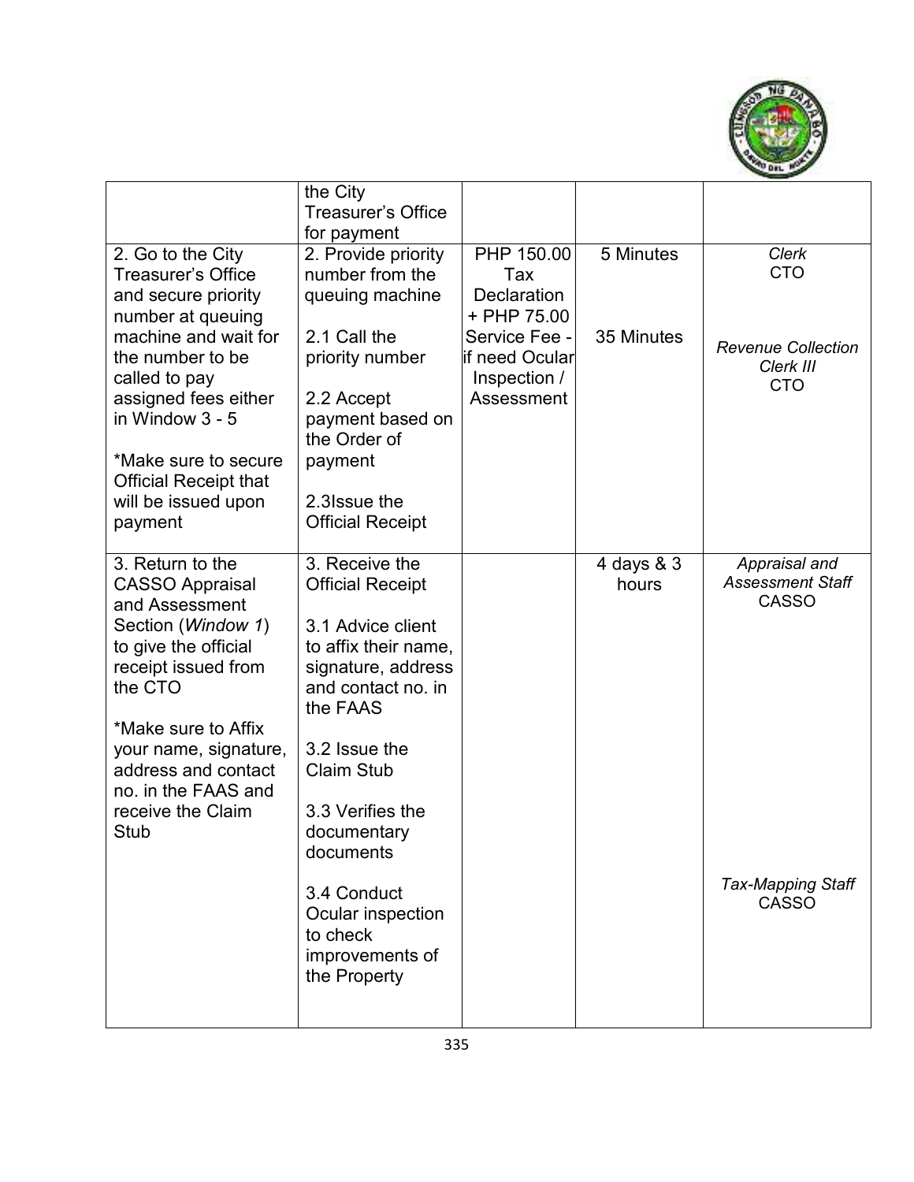| | | | | |
|---|---|---|---|---|
| | the City Treasurer's Office for payment | | | |
| 2. Go to the City Treasurer's Office and secure priority number at queuing machine and wait for the number to be called to pay assigned fees either in Window 3 - 5<br><br>*Make sure to secure Official Receipt that will be issued upon payment | 2. Provide priority number from the queuing machine<br><br>2.1 Call the priority number<br><br>2.2 Accept payment based on the Order of payment<br><br>2.3Issue the Official Receipt | PHP 150.00 Tax Declaration + PHP 75.00 Service Fee - if need Ocular Inspection / Assessment | 5 Minutes<br><br>35 Minutes | *Clerk*<br>CTO<br><br>*Revenue Collection Clerk III*<br>CTO |
| 3. Return to the CASSO Appraisal and Assessment Section (*Window 1*) to give the official receipt issued from the CTO<br><br>*Make sure to Affix your name, signature, address and contact no. in the FAAS and receive the Claim Stub | 3. Receive the Official Receipt<br><br>3.1 Advice client to affix their name, signature, address and contact no. in the FAAS<br><br>3.2 Issue the Claim Stub<br><br>3.3 Verifies the documentary documents<br><br>3.4 Conduct Ocular inspection to check improvements of the Property | | 4 days & 3 hours | *Appraisal and Assessment Staff*<br>CASSO<br><br>*Tax-Mapping Staff*<br>CASSO |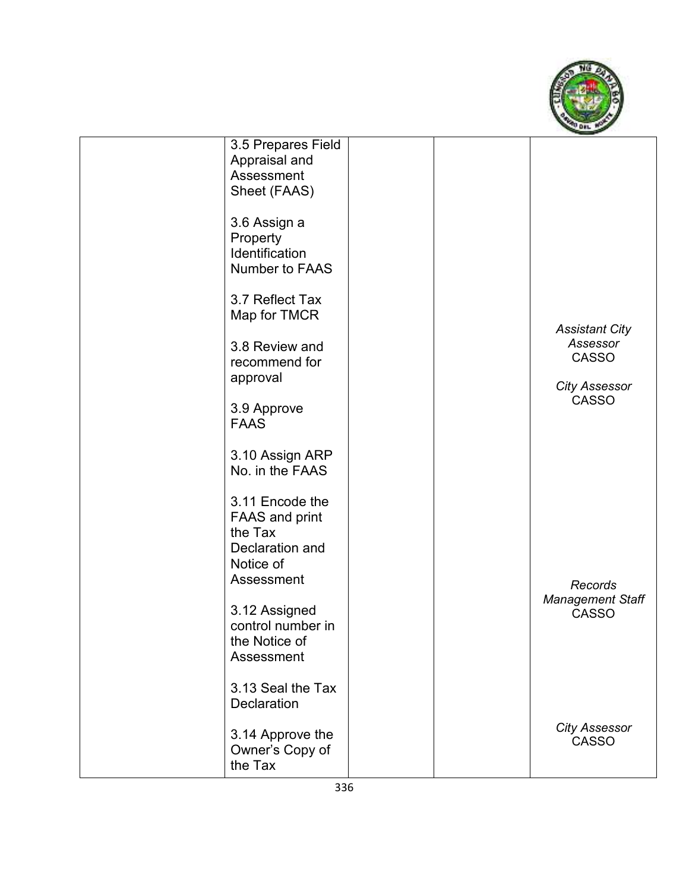| | | | | |
|---|---|---|---|---|
| | 3.5 Prepares Field Appraisal and Assessment Sheet (FAAS)<br><br>3.6 Assign a Property Identification Number to FAAS<br><br>3.7 Reflect Tax Map for TMCR<br><br>3.8 Review and recommend for approval<br><br>3.9 Approve FAAS<br><br>3.10 Assign ARP No. in the FAAS<br><br>3.11 Encode the FAAS and print the Tax Declaration and Notice of Assessment<br><br>3.12 Assigned control number in the Notice of Assessment<br><br>3.13 Seal the Tax Declaration<br><br>3.14 Approve the Owner's Copy of the Tax | | | *Assistant City Assessor*<br>CASSO<br><br>*City Assessor*<br>CASSO<br><br>*Records Management Staff*<br>CASSO<br><br>*City Assessor*<br>CASSO |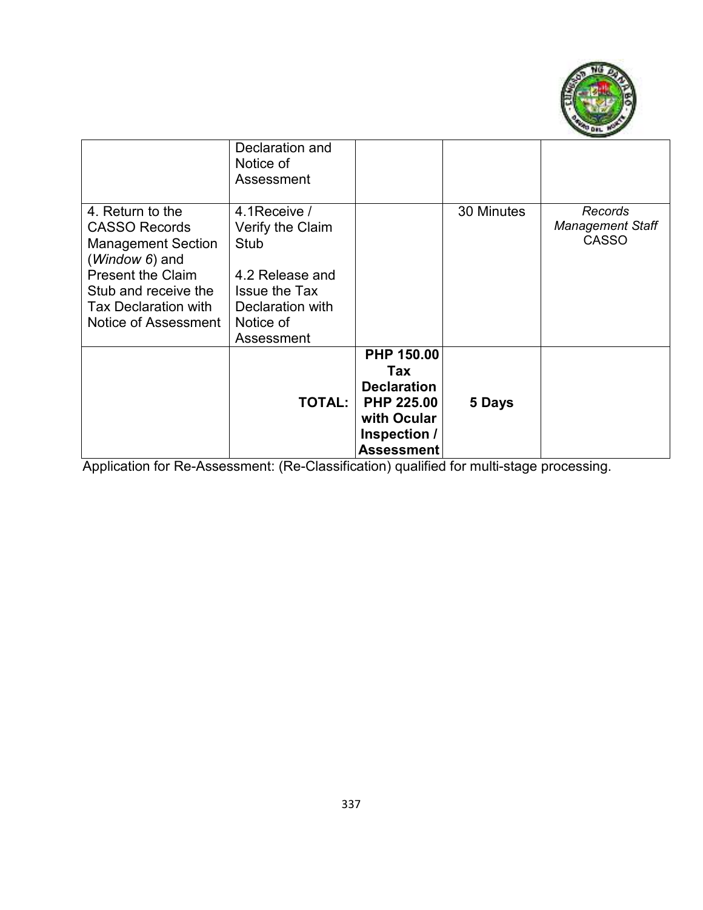| | | | | |
|---|---|---|---|---|
| | Declaration and Notice of Assessment | | | |
| 4. Return to the CASSO Records Management Section (*Window 6*) and Present the Claim Stub and receive the Tax Declaration with Notice of Assessment | 4.1Receive / Verify the Claim Stub<br><br>4.2 Release and Issue the Tax Declaration with Notice of Assessment | | 30 Minutes | *Records Management Staff* CASSO |
| | **TOTAL:** | **PHP 150.00 Tax Declaration PHP 225.00 with Ocular Inspection / Assessment** | **5 Days** | |

Application for Re-Assessment: (Re-Classification) qualified for multi-stage processing.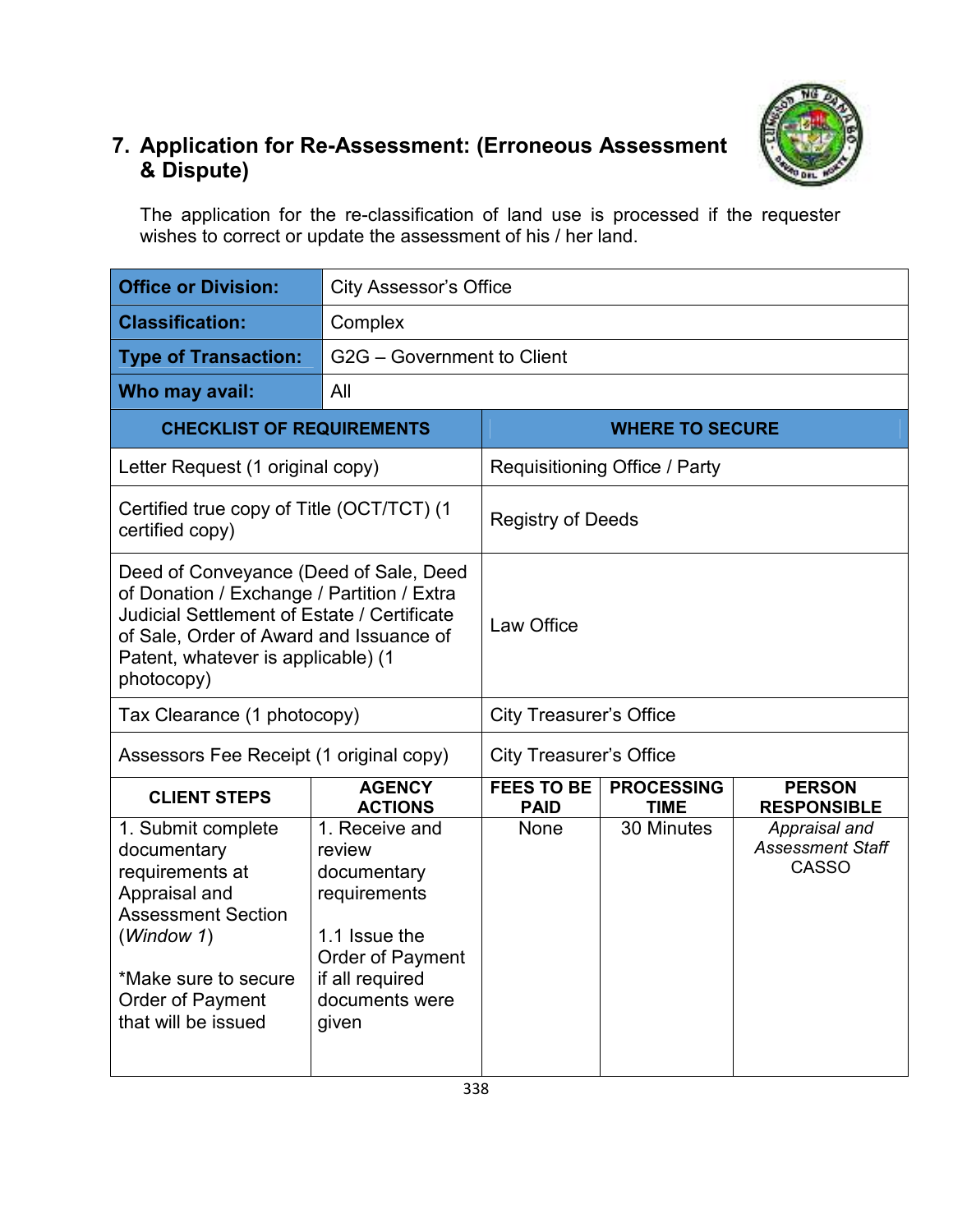## 7. Application for Re-Assessment: (Erroneous Assessment & Dispute)

The application for the re-classification of land use is processed if the requester wishes to correct or update the assessment of his / her land.

| | |
|---|---|
| **Office or Division:** | City Assessor's Office |
| **Classification:** | Complex |
| **Type of Transaction:** | G2G – Government to Client |
| **Who may avail:** | All |

| CHECKLIST OF REQUIREMENTS | WHERE TO SECURE |
|---|---|
| Letter Request (1 original copy) | Requisitioning Office / Party |
| Certified true copy of Title (OCT/TCT) (1 certified copy) | Registry of Deeds |
| Deed of Conveyance (Deed of Sale, Deed of Donation / Exchange / Partition / Extra Judicial Settlement of Estate / Certificate of Sale, Order of Award and Issuance of Patent, whatever is applicable) (1 photocopy) | Law Office |
| Tax Clearance (1 photocopy) | City Treasurer's Office |
| Assessors Fee Receipt (1 original copy) | City Treasurer's Office |

| CLIENT STEPS | AGENCY ACTIONS | FEES TO BE PAID | PROCESSING TIME | PERSON RESPONSIBLE |
|---|---|---|---|---|
| 1. Submit complete documentary requirements at Appraisal and Assessment Section (*Window 1*)<br><br>*Make sure to secure Order of Payment that will be issued | 1. Receive and review documentary requirements<br><br>1.1 Issue the Order of Payment if all required documents were given | None | 30 Minutes | *Appraisal and Assessment Staff*<br>CASSO |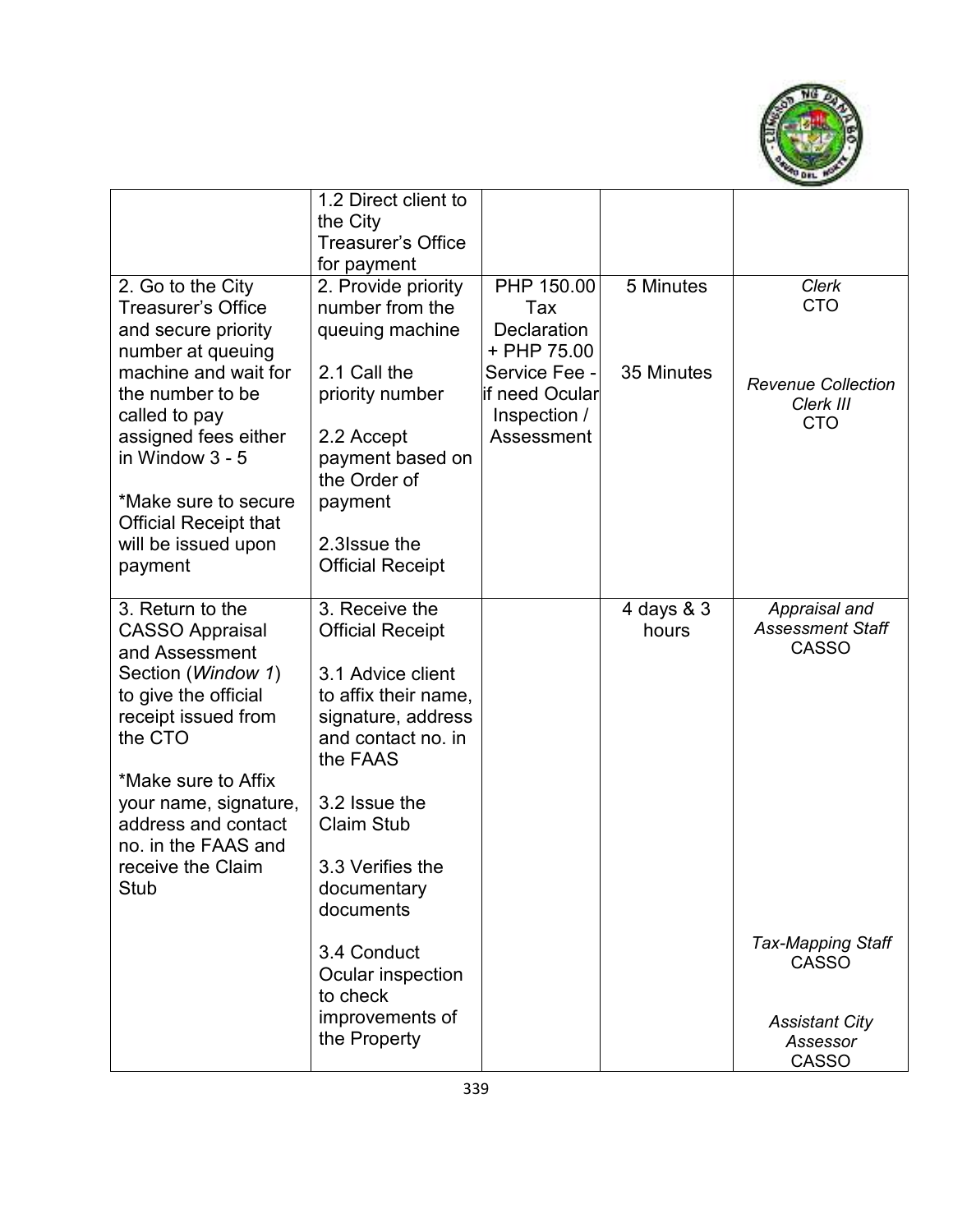| | | | | |
|---|---|---|---|---|
| | 1.2 Direct client to the City Treasurer's Office for payment | | | |
| 2. Go to the City Treasurer's Office and secure priority number at queuing machine and wait for the number to be called to pay assigned fees either in Window 3 - 5<br><br>*Make sure to secure Official Receipt that will be issued upon payment | 2. Provide priority number from the queuing machine<br><br>2.1 Call the priority number<br><br>2.2 Accept payment based on the Order of payment<br><br>2.3Issue the Official Receipt | PHP 150.00 Tax Declaration + PHP 75.00 Service Fee - if need Ocular Inspection / Assessment | 5 Minutes<br><br>35 Minutes | *Clerk*<br>CTO<br><br>*Revenue Collection Clerk III*<br>CTO |
| 3. Return to the CASSO Appraisal and Assessment Section (*Window 1*) to give the official receipt issued from the CTO<br><br>*Make sure to Affix your name, signature, address and contact no. in the FAAS and receive the Claim Stub | 3. Receive the Official Receipt<br><br>3.1 Advice client to affix their name, signature, address and contact no. in the FAAS<br><br>3.2 Issue the Claim Stub<br><br>3.3 Verifies the documentary documents<br><br>3.4 Conduct Ocular inspection to check improvements of the Property | | 4 days & 3 hours | *Appraisal and Assessment Staff*<br>CASSO<br><br>*Tax-Mapping Staff*<br>CASSO<br><br>*Assistant City Assessor*<br>CASSO |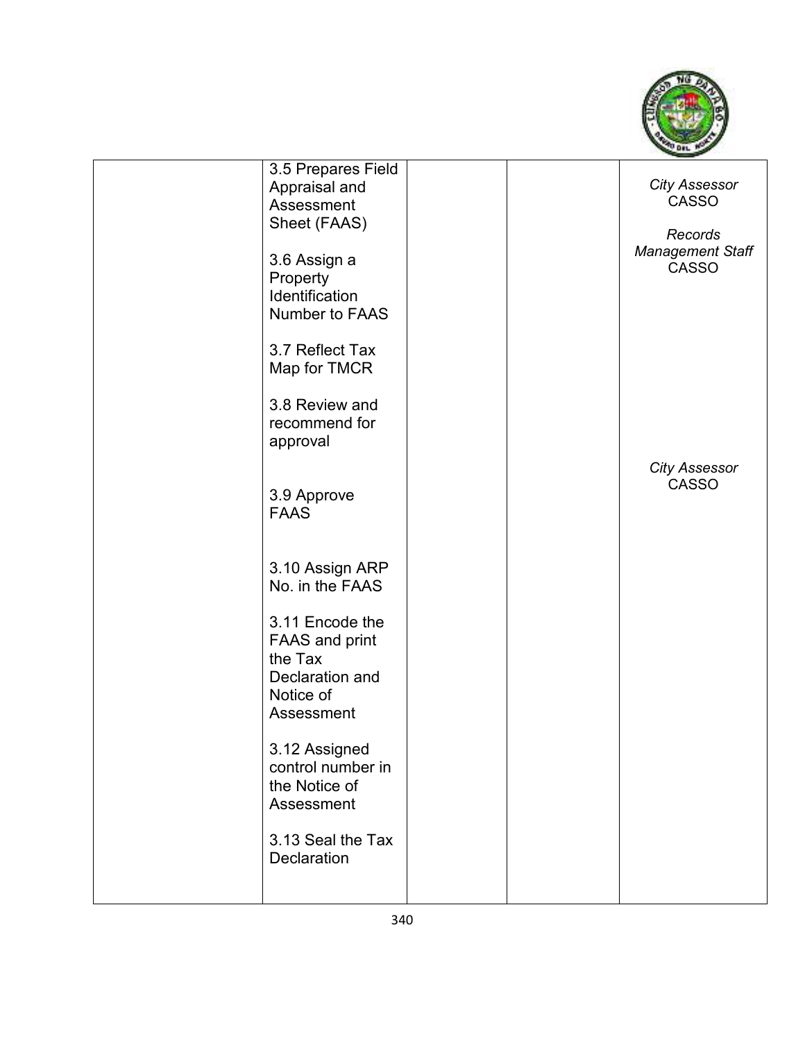| | | | | |
|---|---|---|---|---|
| | 3.5 Prepares Field Appraisal and Assessment Sheet (FAAS) | | | *City Assessor* CASSO |
| | 3.6 Assign a Property Identification Number to FAAS | | | *Records Management Staff* CASSO |
| | 3.7 Reflect Tax Map for TMCR | | | |
| | 3.8 Review and recommend for approval | | | |
| | 3.9 Approve FAAS | | | *City Assessor* CASSO |
| | 3.10 Assign ARP No. in the FAAS | | | |
| | 3.11 Encode the FAAS and print the Tax Declaration and Notice of Assessment | | | |
| | 3.12 Assigned control number in the Notice of Assessment | | | |
| | 3.13 Seal the Tax Declaration | | | |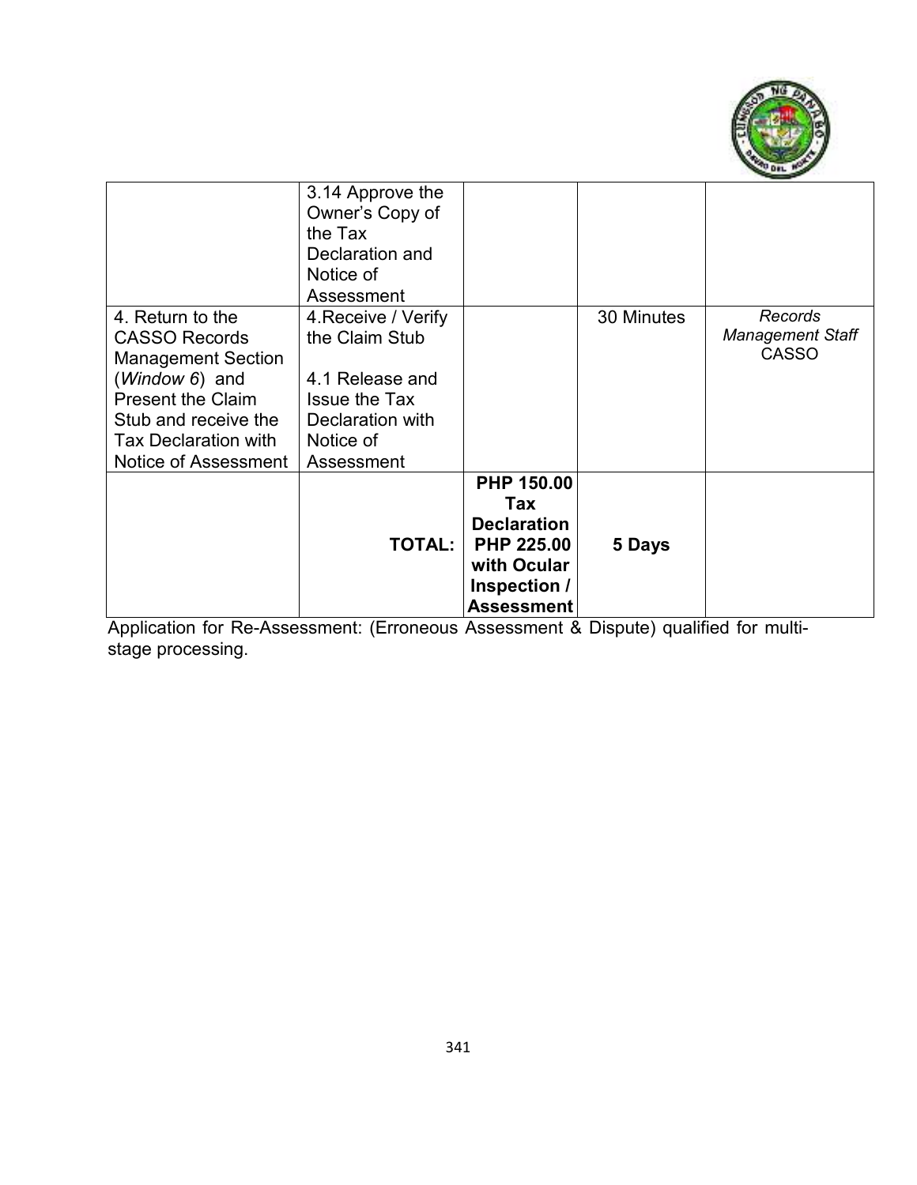| | | | | |
|---|---|---|---|---|
| | 3.14 Approve the Owner's Copy of the Tax Declaration and Notice of Assessment | | | |
| 4. Return to the CASSO Records Management Section (*Window 6*) and Present the Claim Stub and receive the Tax Declaration with Notice of Assessment | 4.Receive / Verify the Claim Stub<br><br>4.1 Release and Issue the Tax Declaration with Notice of Assessment | | 30 Minutes | *Records Management Staff* CASSO |
| | **TOTAL:** | **PHP 150.00 Tax Declaration PHP 225.00 with Ocular Inspection / Assessment** | **5 Days** | |

Application for Re-Assessment: (Erroneous Assessment & Dispute) qualified for multi-stage processing.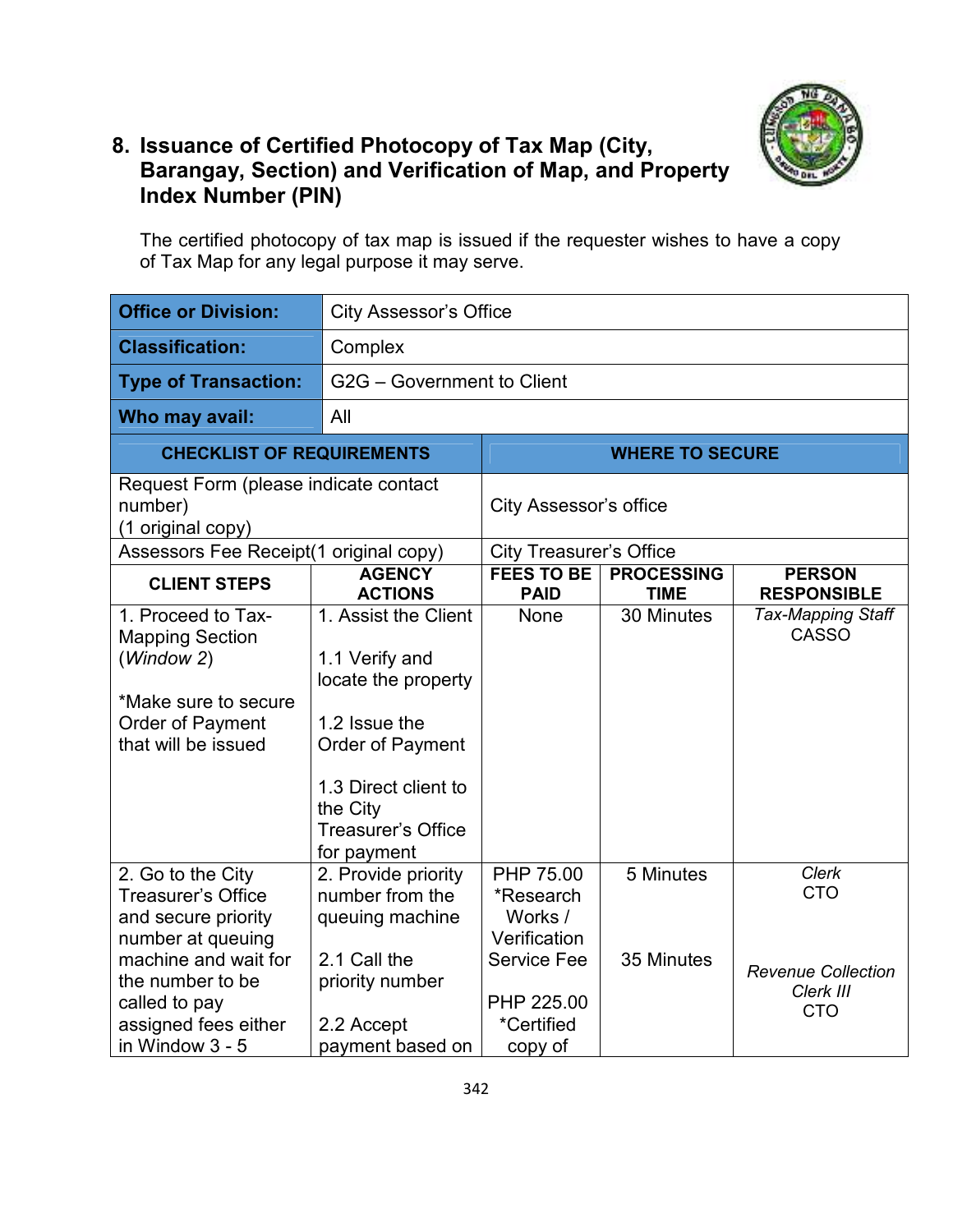## 8. Issuance of Certified Photocopy of Tax Map (City, Barangay, Section) and Verification of Map, and Property Index Number (PIN)

The certified photocopy of tax map is issued if the requester wishes to have a copy of Tax Map for any legal purpose it may serve.

| **Office or Division:** | City Assessor's Office |
|---|---|
| **Classification:** | Complex |
| **Type of Transaction:** | G2G – Government to Client |
| **Who may avail:** | All |

| **CHECKLIST OF REQUIREMENTS** | **WHERE TO SECURE** |
|---|---|
| Request Form (please indicate contact number) (1 original copy) | City Assessor's office |
| Assessors Fee Receipt(1 original copy) | City Treasurer's Office |

| **CLIENT STEPS** | **AGENCY ACTIONS** | **FEES TO BE PAID** | **PROCESSING TIME** | **PERSON RESPONSIBLE** |
|---|---|---|---|---|
| 1. Proceed to Tax-Mapping Section (*Window 2*)<br><br>*Make sure to secure Order of Payment that will be issued | 1. Assist the Client<br><br>1.1 Verify and locate the property<br><br>1.2 Issue the Order of Payment<br><br>1.3 Direct client to the City Treasurer's Office for payment | None | 30 Minutes | *Tax-Mapping Staff*<br>CASSO |
| 2. Go to the City Treasurer's Office and secure priority number at queuing machine and wait for the number to be called to pay assigned fees either in Window 3 - 5 | 2. Provide priority number from the queuing machine<br><br>2.1 Call the priority number<br><br>2.2 Accept payment based on | PHP 75.00 *Research Works / Verification Service Fee<br><br>PHP 225.00 *Certified copy of | 5 Minutes<br><br>35 Minutes | *Clerk*<br>CTO<br><br>*Revenue Collection Clerk III*<br>CTO |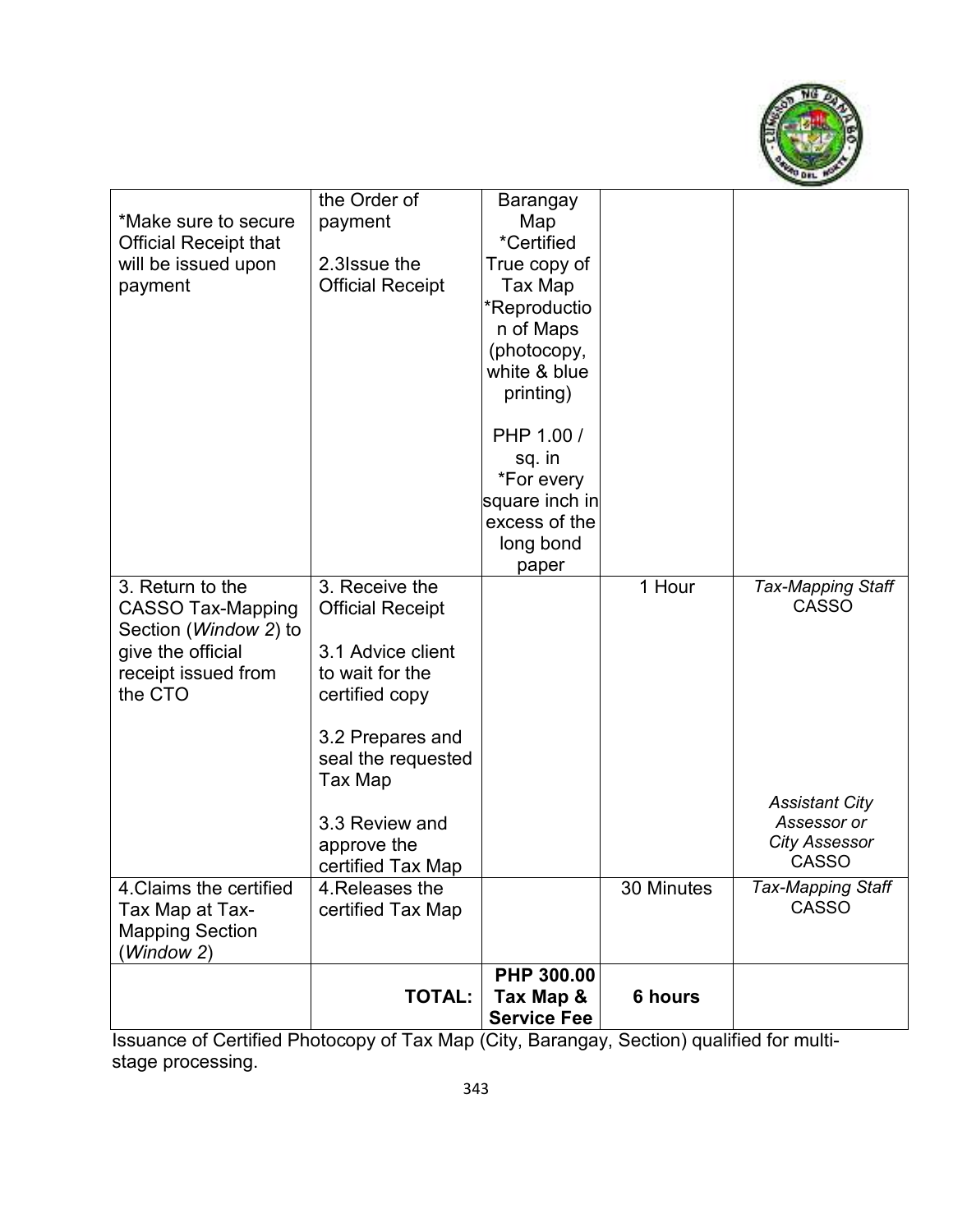| | | | | |
|---|---|---|---|---|
| *Make sure to secure Official Receipt that will be issued upon payment | the Order of payment<br><br>2.3Issue the Official Receipt | Barangay Map<br>*Certified True copy of Tax Map<br>*Reproduction of Maps (photocopy, white & blue printing)<br><br>PHP 1.00 / sq. in<br>*For every square inch in excess of the long bond paper | | |
| 3. Return to the CASSO Tax-Mapping Section (*Window 2*) to give the official receipt issued from the CTO | 3. Receive the Official Receipt<br><br>3.1 Advice client to wait for the certified copy<br><br>3.2 Prepares and seal the requested Tax Map<br><br>3.3 Review and approve the certified Tax Map | | 1 Hour | *Tax-Mapping Staff* CASSO<br><br>*Assistant City Assessor or City Assessor* CASSO |
| 4.Claims the certified Tax Map at Tax-Mapping Section (*Window 2*) | 4.Releases the certified Tax Map | | 30 Minutes | *Tax-Mapping Staff* CASSO |
| | **TOTAL:** | **PHP 300.00 Tax Map & Service Fee** | **6 hours** | |

Issuance of Certified Photocopy of Tax Map (City, Barangay, Section) qualified for multi-stage processing.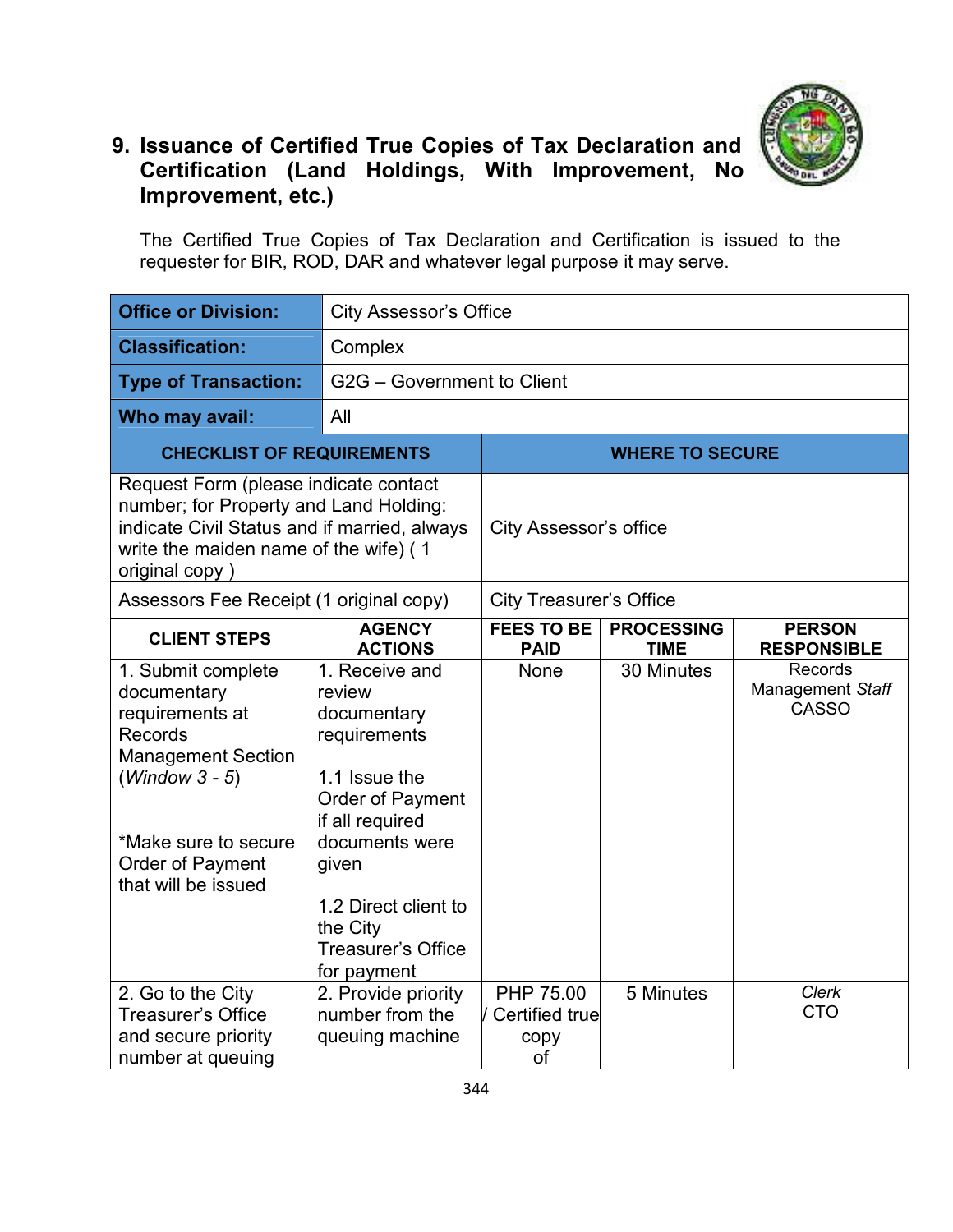## 9. Issuance of Certified True Copies of Tax Declaration and Certification (Land Holdings, With Improvement, No Improvement, etc.)

The Certified True Copies of Tax Declaration and Certification is issued to the requester for BIR, ROD, DAR and whatever legal purpose it may serve.

| **Office or Division:** | City Assessor's Office |
|---|---|
| **Classification:** | Complex |
| **Type of Transaction:** | G2G – Government to Client |
| **Who may avail:** | All |

| **CHECKLIST OF REQUIREMENTS** | **WHERE TO SECURE** |
|---|---|
| Request Form (please indicate contact number; for Property and Land Holding: indicate Civil Status and if married, always write the maiden name of the wife) ( 1 original copy ) | City Assessor's office |
| Assessors Fee Receipt (1 original copy) | City Treasurer's Office |

| **CLIENT STEPS** | **AGENCY ACTIONS** | **FEES TO BE PAID** | **PROCESSING TIME** | **PERSON RESPONSIBLE** |
|---|---|---|---|---|
| 1. Submit complete documentary requirements at Records Management Section (*Window 3 - 5*)<br><br>*Make sure to secure Order of Payment that will be issued | 1. Receive and review documentary requirements<br><br>1.1 Issue the Order of Payment if all required documents were given<br><br>1.2 Direct client to the City Treasurer's Office for payment | None | 30 Minutes | Records Management *Staff* CASSO |
| 2. Go to the City Treasurer's Office and secure priority number at queuing | 2. Provide priority number from the queuing machine | PHP 75.00 / Certified true copy of | 5 Minutes | *Clerk* CTO |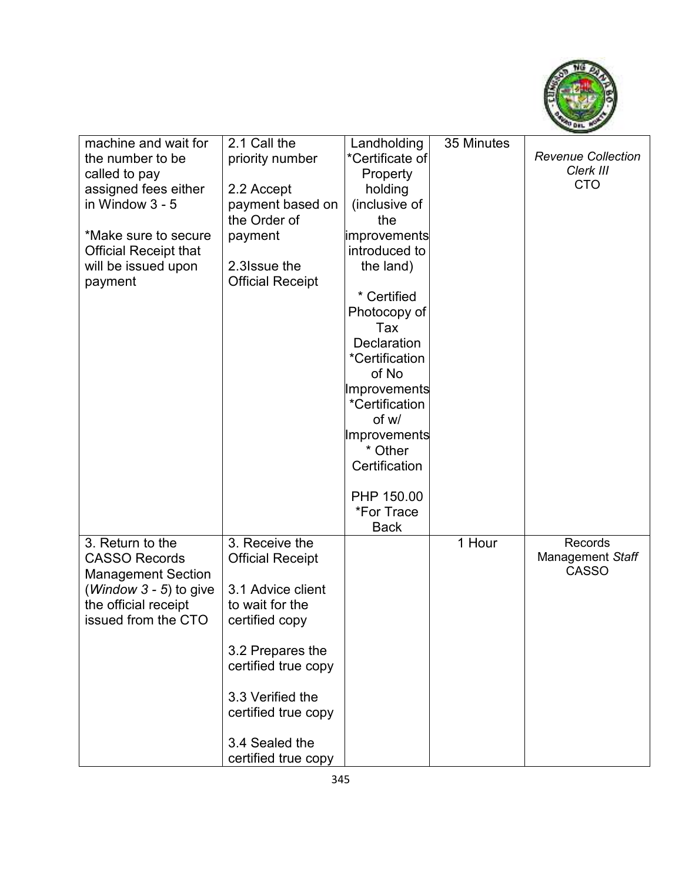| | | | | |
|---|---|---|---|---|
| machine and wait for the number to be called to pay assigned fees either in Window 3 - 5<br><br>*Make sure to secure Official Receipt that will be issued upon payment | 2.1 Call the priority number<br><br>2.2 Accept payment based on the Order of payment<br><br>2.3Issue the Official Receipt | Landholding<br>*Certificate of Property holding (inclusive of the improvements introduced to the land)<br><br>* Certified Photocopy of Tax Declaration<br>*Certification of No Improvements<br>*Certification of w/ Improvements<br>* Other Certification<br><br>PHP 150.00<br>*For Trace Back | 35 Minutes | *Revenue Collection Clerk III*<br>CTO |
| 3. Return to the CASSO Records Management Section (*Window 3 - 5*) to give the official receipt issued from the CTO | 3. Receive the Official Receipt<br><br>3.1 Advice client to wait for the certified copy<br><br>3.2 Prepares the certified true copy<br><br>3.3 Verified the certified true copy<br><br>3.4 Sealed the certified true copy | | 1 Hour | Records Management *Staff*<br>CASSO |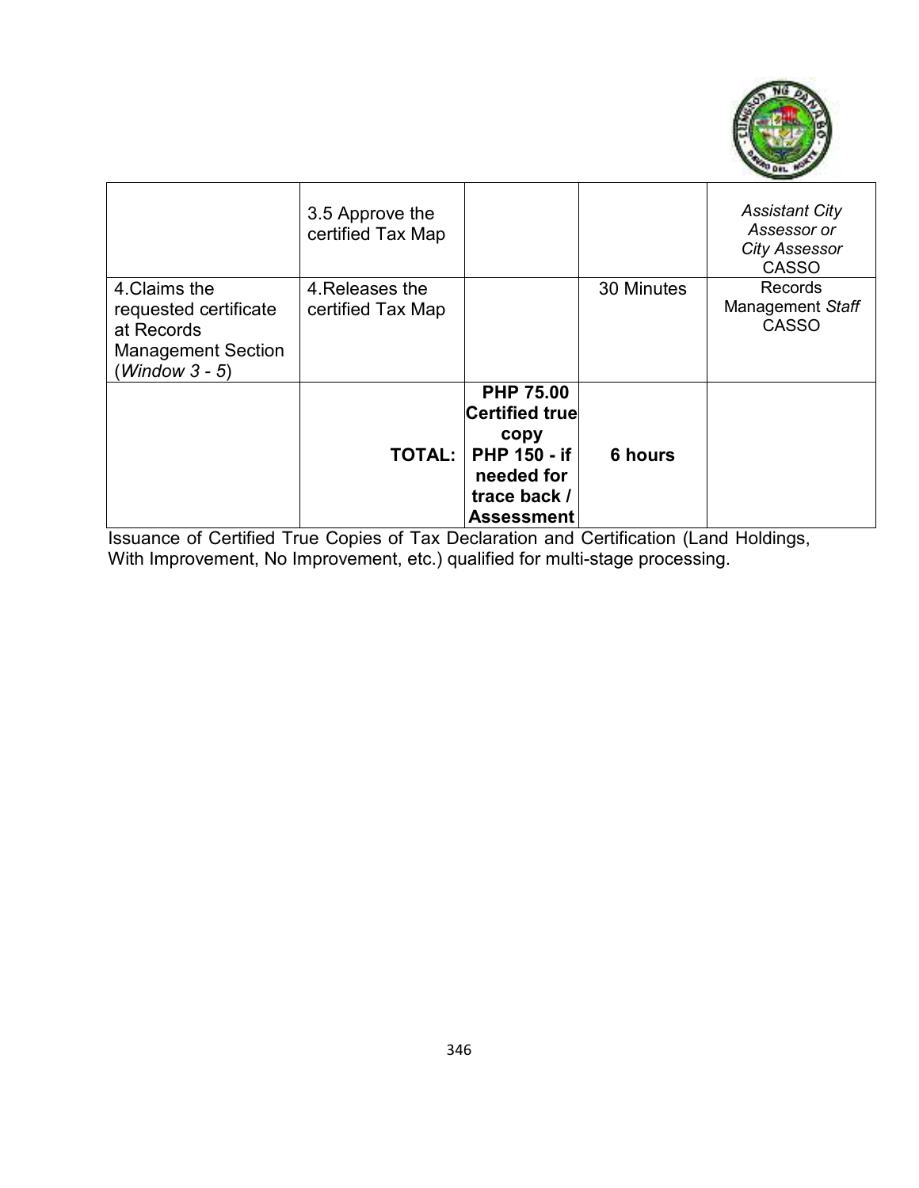| | | | | |
|---|---|---|---|---|
| | 3.5 Approve the certified Tax Map | | | *Assistant City Assessor or City Assessor* CASSO |
| 4.Claims the requested certificate at Records Management Section (*Window 3 - 5*) | 4.Releases the certified Tax Map | | 30 Minutes | Records Management *Staff* CASSO |
| | **TOTAL:** | **PHP 75.00 Certified true copy PHP 150 - if needed for trace back / Assessment** | **6 hours** | |

Issuance of Certified True Copies of Tax Declaration and Certification (Land Holdings, With Improvement, No Improvement, etc.) qualified for multi-stage processing.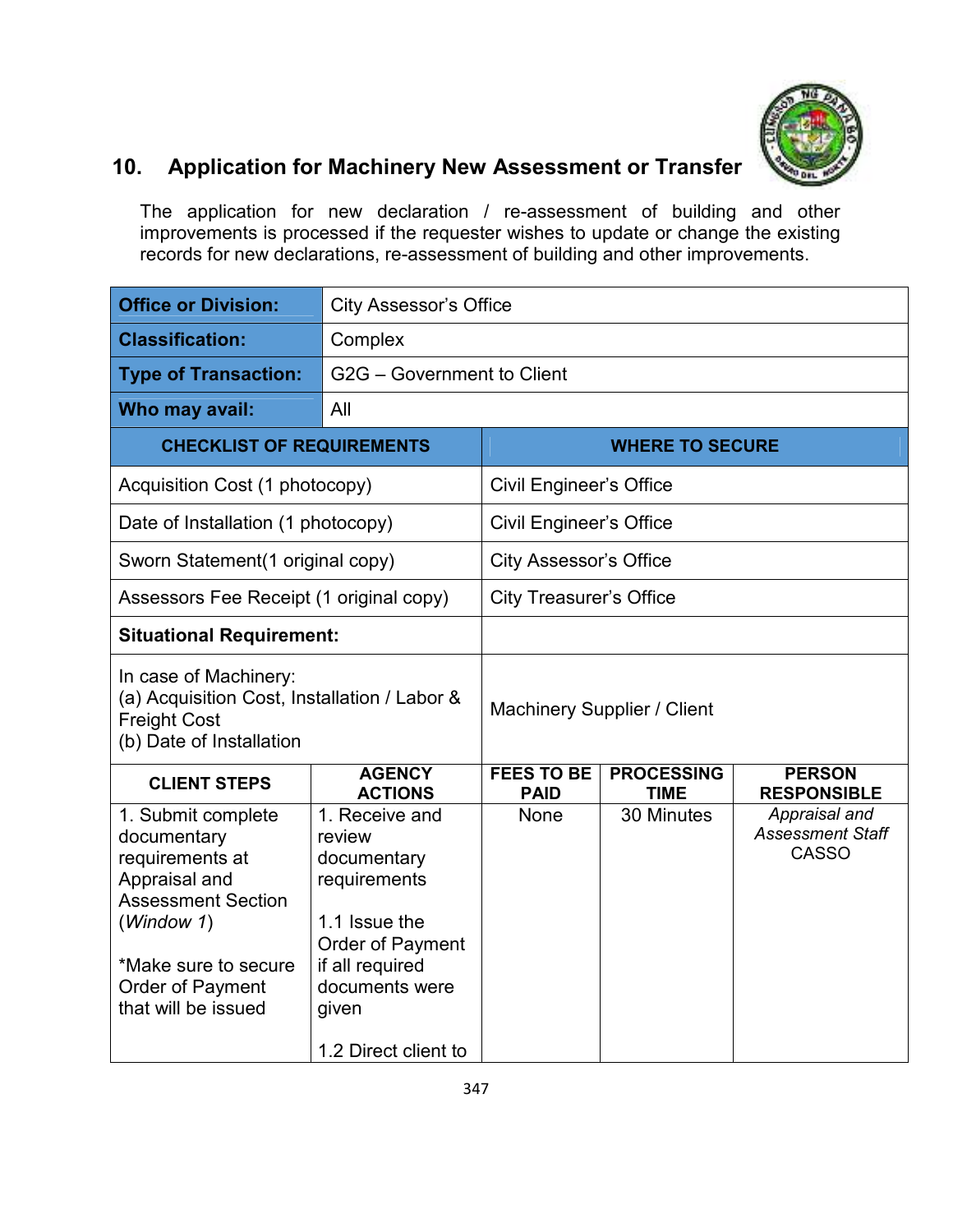## 10. Application for Machinery New Assessment or Transfer

The application for new declaration / re-assessment of building and other improvements is processed if the requester wishes to update or change the existing records for new declarations, re-assessment of building and other improvements.

| **Office or Division:** | City Assessor's Office |
|---|---|
| **Classification:** | Complex |
| **Type of Transaction:** | G2G – Government to Client |
| **Who may avail:** | All |

| **CHECKLIST OF REQUIREMENTS** | **WHERE TO SECURE** |
|---|---|
| Acquisition Cost (1 photocopy) | Civil Engineer's Office |
| Date of Installation (1 photocopy) | Civil Engineer's Office |
| Sworn Statement(1 original copy) | City Assessor's Office |
| Assessors Fee Receipt (1 original copy) | City Treasurer's Office |
| **Situational Requirement:** | |
| In case of Machinery:<br>(a) Acquisition Cost, Installation / Labor & Freight Cost<br>(b) Date of Installation | Machinery Supplier / Client |

| **CLIENT STEPS** | **AGENCY ACTIONS** | **FEES TO BE PAID** | **PROCESSING TIME** | **PERSON RESPONSIBLE** |
|---|---|---|---|---|
| 1. Submit complete documentary requirements at Appraisal and Assessment Section (*Window 1*)<br><br>*Make sure to secure Order of Payment that will be issued | 1. Receive and review documentary requirements<br><br>1.1 Issue the Order of Payment if all required documents were given<br><br>1.2 Direct client to | None | 30 Minutes | *Appraisal and Assessment Staff*<br>CASSO |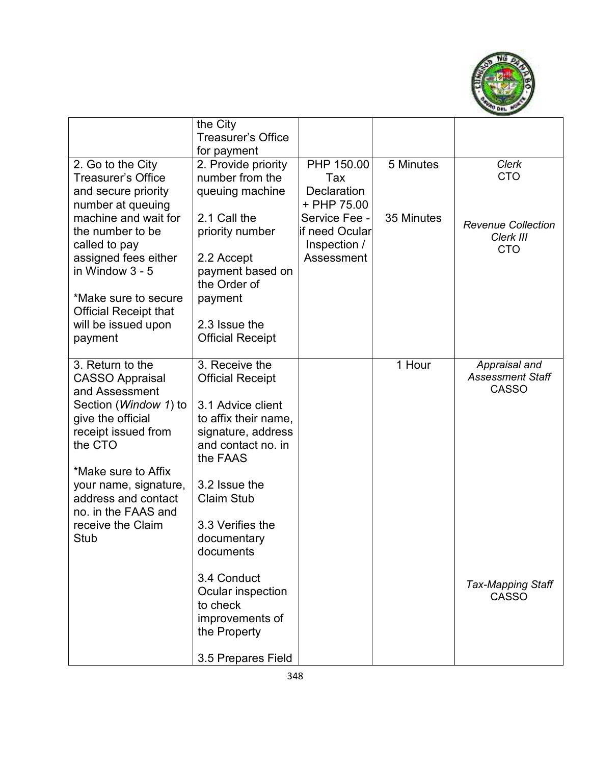| | | | | |
|---|---|---|---|---|
| | the City Treasurer's Office for payment | | | |
| 2. Go to the City Treasurer's Office and secure priority number at queuing machine and wait for the number to be called to pay assigned fees either in Window 3 - 5<br><br>*Make sure to secure Official Receipt that will be issued upon payment | 2. Provide priority number from the queuing machine<br><br>2.1 Call the priority number<br><br>2.2 Accept payment based on the Order of payment<br><br>2.3 Issue the Official Receipt | PHP 150.00 Tax Declaration + PHP 75.00 Service Fee - if need Ocular Inspection / Assessment | 5 Minutes<br><br>35 Minutes | *Clerk* CTO<br><br>*Revenue Collection Clerk III* CTO |
| 3. Return to the CASSO Appraisal and Assessment Section (*Window 1*) to give the official receipt issued from the CTO<br><br>*Make sure to Affix your name, signature, address and contact no. in the FAAS and receive the Claim Stub | 3. Receive the Official Receipt<br><br>3.1 Advice client to affix their name, signature, address and contact no. in the FAAS<br><br>3.2 Issue the Claim Stub<br><br>3.3 Verifies the documentary documents<br><br>3.4 Conduct Ocular inspection to check improvements of the Property<br><br>3.5 Prepares Field | | 1 Hour | *Appraisal and Assessment Staff* CASSO<br><br>*Tax-Mapping Staff* CASSO |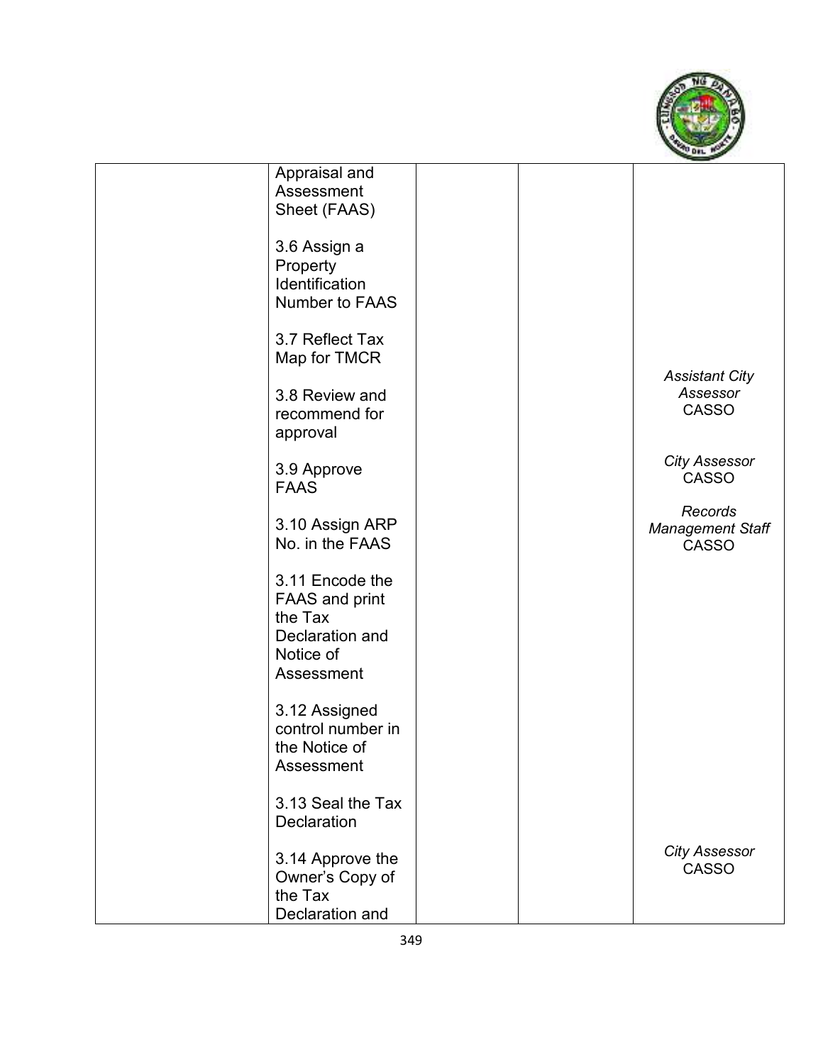|  |  |  |  |  |
|---|---|---|---|---|
|  | Appraisal and Assessment Sheet (FAAS) |  |  |  |
|  | 3.6 Assign a Property Identification Number to FAAS |  |  |  |
|  | 3.7 Reflect Tax Map for TMCR |  |  |  |
|  | 3.8 Review and recommend for approval |  |  | *Assistant City Assessor* CASSO |
|  | 3.9 Approve FAAS |  |  | *City Assessor* CASSO |
|  | 3.10 Assign ARP No. in the FAAS |  |  | *Records Management Staff* CASSO |
|  | 3.11 Encode the FAAS and print the Tax Declaration and Notice of Assessment |  |  |  |
|  | 3.12 Assigned control number in the Notice of Assessment |  |  |  |
|  | 3.13 Seal the Tax Declaration |  |  |  |
|  | 3.14 Approve the Owner's Copy of the Tax Declaration and |  |  | *City Assessor* CASSO |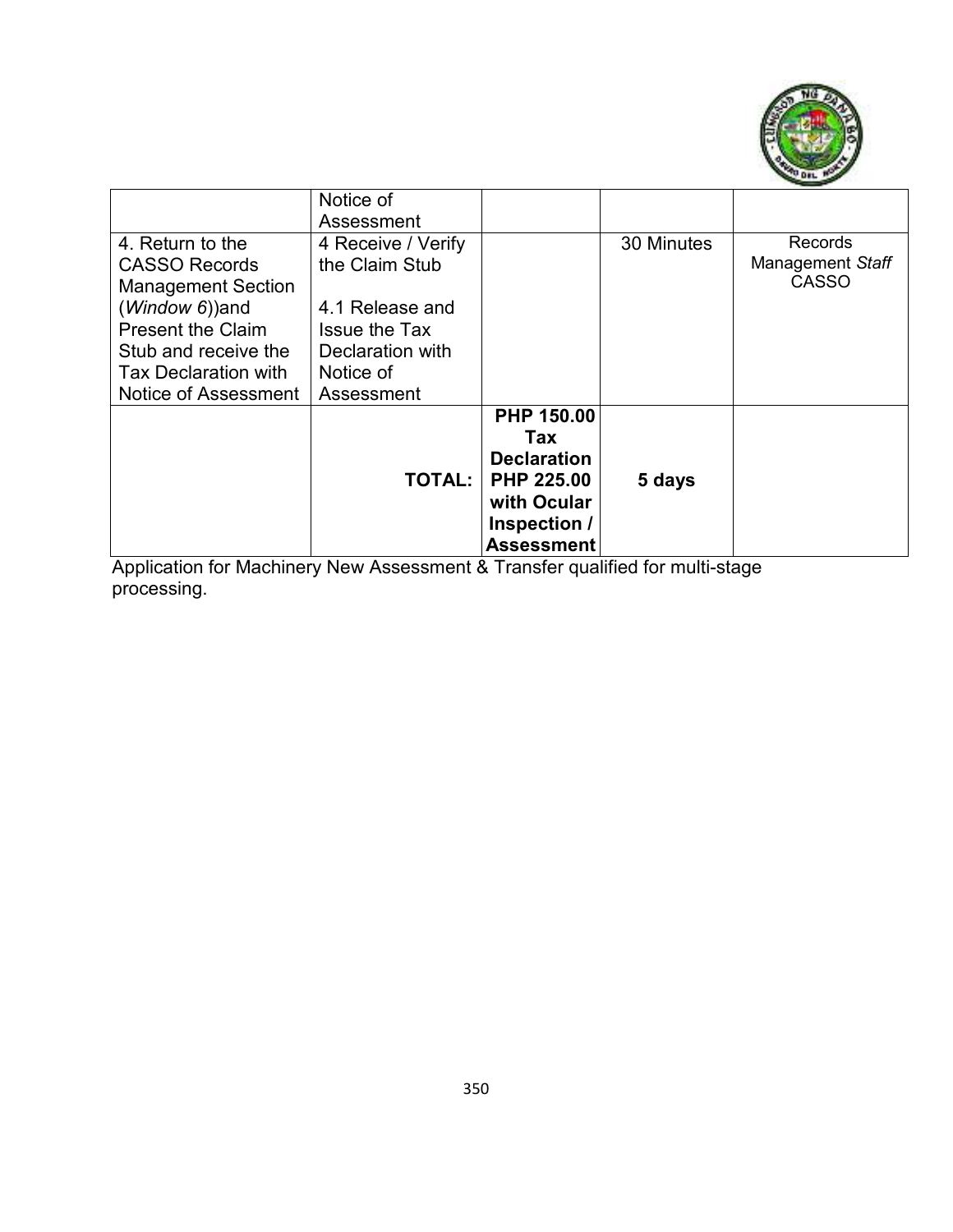| | | | | |
|---|---|---|---|---|
| | Notice of Assessment | | | |
| 4. Return to the CASSO Records Management Section (*Window 6*))and Present the Claim Stub and receive the Tax Declaration with Notice of Assessment | 4 Receive / Verify the Claim Stub<br><br>4.1 Release and Issue the Tax Declaration with Notice of Assessment | | 30 Minutes | Records Management *Staff* CASSO |
| | **TOTAL:** | **PHP 150.00 Tax Declaration PHP 225.00 with Ocular Inspection / Assessment** | **5 days** | |

Application for Machinery New Assessment & Transfer qualified for multi-stage processing.